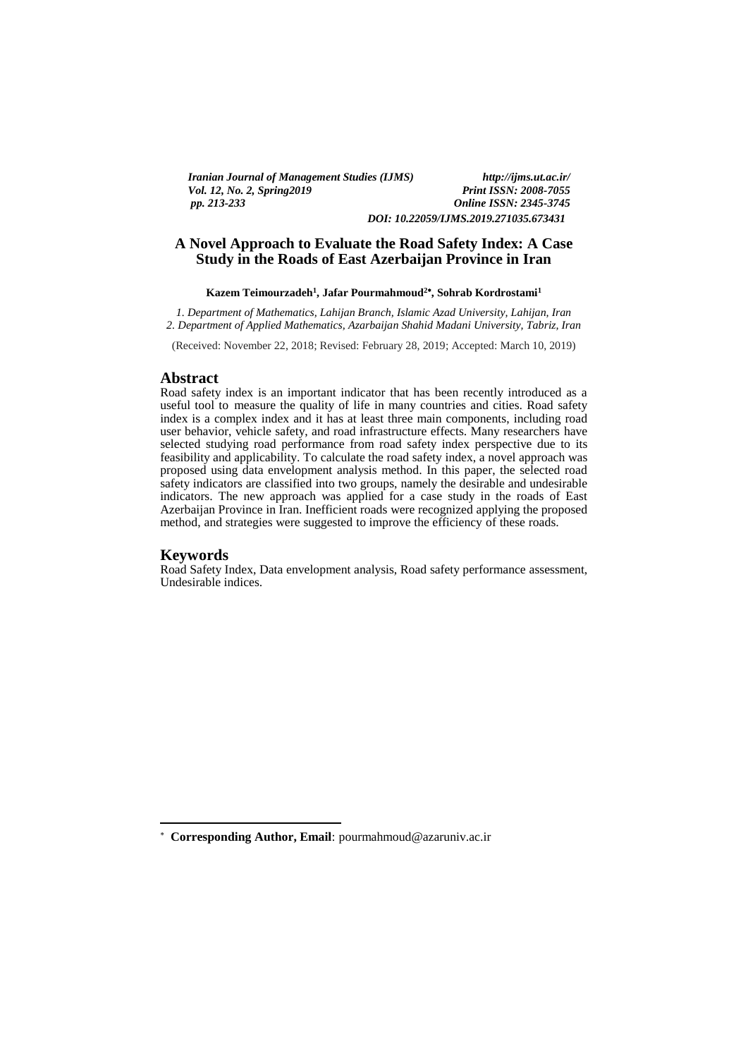*Iranian Journal of Management Studies (IJMS)* *http://ijms.ut.ac.ir/*
*Vol. 12, No. 2, Spring2019* *Print ISSN: 2008-7055*
*pp. 213-233* *Online ISSN: 2345-3745*
*DOI: 10.22059/IJMS.2019.271035.673431*

# A Novel Approach to Evaluate the Road Safety Index: A Case Study in the Roads of East Azerbaijan Province in Iran

**Kazem Teimourzadeh[1], Jafar Pourmahmoud[2*], Sohrab Kordrostami[1]**

*1. Department of Mathematics, Lahijan Branch, Islamic Azad University, Lahijan, Iran*
*2. Department of Applied Mathematics, Azarbaijan Shahid Madani University, Tabriz, Iran*

(Received: November 22, 2018; Revised: February 28, 2019; Accepted: March 10, 2019)

## Abstract

Road safety index is an important indicator that has been recently introduced as a useful tool to measure the quality of life in many countries and cities. Road safety index is a complex index and it has at least three main components, including road user behavior, vehicle safety, and road infrastructure effects. Many researchers have selected studying road performance from road safety index perspective due to its feasibility and applicability. To calculate the road safety index, a novel approach was proposed using data envelopment analysis method. In this paper, the selected road safety indicators are classified into two groups, namely the desirable and undesirable indicators. The new approach was applied for a case study in the roads of East Azerbaijan Province in Iran. Inefficient roads were recognized applying the proposed method, and strategies were suggested to improve the efficiency of these roads.

## Keywords

Road Safety Index, Data envelopment analysis, Road safety performance assessment, Undesirable indices.

---

* **Corresponding Author, Email**: pourmahmoud@azaruniv.ac.ir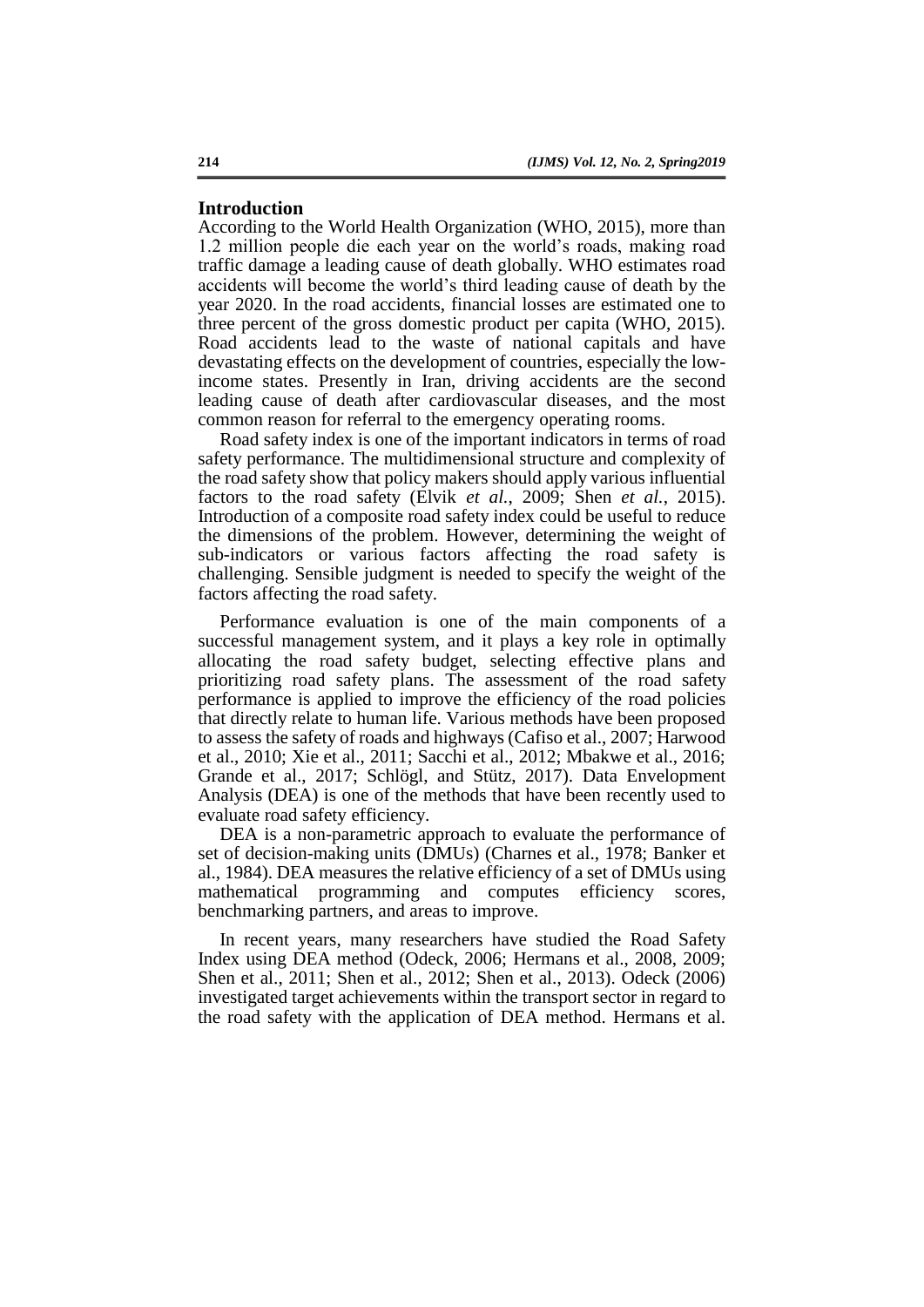## Introduction

According to the World Health Organization (WHO, 2015), more than 1.2 million people die each year on the world's roads, making road traffic damage a leading cause of death globally. WHO estimates road accidents will become the world's third leading cause of death by the year 2020. In the road accidents, financial losses are estimated one to three percent of the gross domestic product per capita (WHO, 2015). Road accidents lead to the waste of national capitals and have devastating effects on the development of countries, especially the low-income states. Presently in Iran, driving accidents are the second leading cause of death after cardiovascular diseases, and the most common reason for referral to the emergency operating rooms.

Road safety index is one of the important indicators in terms of road safety performance. The multidimensional structure and complexity of the road safety show that policy makers should apply various influential factors to the road safety (Elvik *et al.*, 2009; Shen *et al.*, 2015). Introduction of a composite road safety index could be useful to reduce the dimensions of the problem. However, determining the weight of sub-indicators or various factors affecting the road safety is challenging. Sensible judgment is needed to specify the weight of the factors affecting the road safety.

Performance evaluation is one of the main components of a successful management system, and it plays a key role in optimally allocating the road safety budget, selecting effective plans and prioritizing road safety plans. The assessment of the road safety performance is applied to improve the efficiency of the road policies that directly relate to human life. Various methods have been proposed to assess the safety of roads and highways (Cafiso et al., 2007; Harwood et al., 2010; Xie et al., 2011; Sacchi et al., 2012; Mbakwe et al., 2016; Grande et al., 2017; Schlögl, and Stütz, 2017). Data Envelopment Analysis (DEA) is one of the methods that have been recently used to evaluate road safety efficiency.

DEA is a non-parametric approach to evaluate the performance of set of decision-making units (DMUs) (Charnes et al., 1978; Banker et al., 1984). DEA measures the relative efficiency of a set of DMUs using mathematical programming and computes efficiency scores, benchmarking partners, and areas to improve.

In recent years, many researchers have studied the Road Safety Index using DEA method (Odeck, 2006; Hermans et al., 2008, 2009; Shen et al., 2011; Shen et al., 2012; Shen et al., 2013). Odeck (2006) investigated target achievements within the transport sector in regard to the road safety with the application of DEA method. Hermans et al.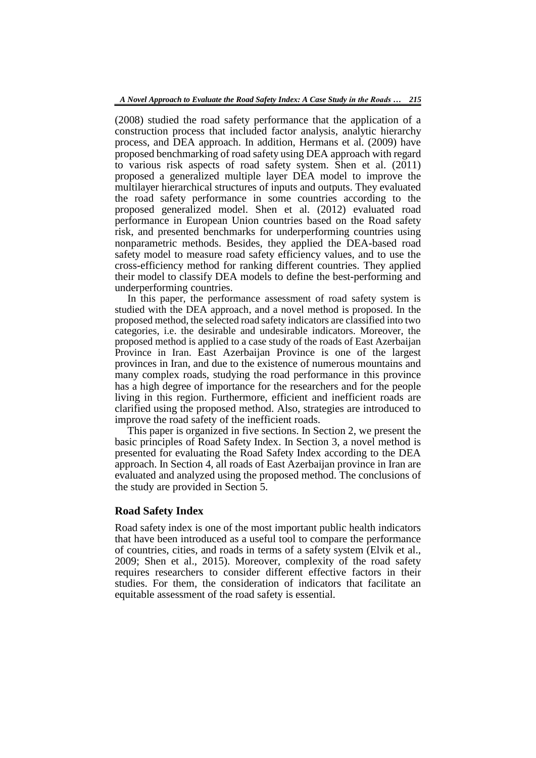(2008) studied the road safety performance that the application of a construction process that included factor analysis, analytic hierarchy process, and DEA approach. In addition, Hermans et al. (2009) have proposed benchmarking of road safety using DEA approach with regard to various risk aspects of road safety system. Shen et al. (2011) proposed a generalized multiple layer DEA model to improve the multilayer hierarchical structures of inputs and outputs. They evaluated the road safety performance in some countries according to the proposed generalized model. Shen et al. (2012) evaluated road performance in European Union countries based on the Road safety risk, and presented benchmarks for underperforming countries using nonparametric methods. Besides, they applied the DEA-based road safety model to measure road safety efficiency values, and to use the cross-efficiency method for ranking different countries. They applied their model to classify DEA models to define the best-performing and underperforming countries.

In this paper, the performance assessment of road safety system is studied with the DEA approach, and a novel method is proposed. In the proposed method, the selected road safety indicators are classified into two categories, i.e. the desirable and undesirable indicators. Moreover, the proposed method is applied to a case study of the roads of East Azerbaijan Province in Iran. East Azerbaijan Province is one of the largest provinces in Iran, and due to the existence of numerous mountains and many complex roads, studying the road performance in this province has a high degree of importance for the researchers and for the people living in this region. Furthermore, efficient and inefficient roads are clarified using the proposed method. Also, strategies are introduced to improve the road safety of the inefficient roads.

This paper is organized in five sections. In Section 2, we present the basic principles of Road Safety Index. In Section 3, a novel method is presented for evaluating the Road Safety Index according to the DEA approach. In Section 4, all roads of East Azerbaijan province in Iran are evaluated and analyzed using the proposed method. The conclusions of the study are provided in Section 5.

## Road Safety Index

Road safety index is one of the most important public health indicators that have been introduced as a useful tool to compare the performance of countries, cities, and roads in terms of a safety system (Elvik et al., 2009; Shen et al., 2015). Moreover, complexity of the road safety requires researchers to consider different effective factors in their studies. For them, the consideration of indicators that facilitate an equitable assessment of the road safety is essential.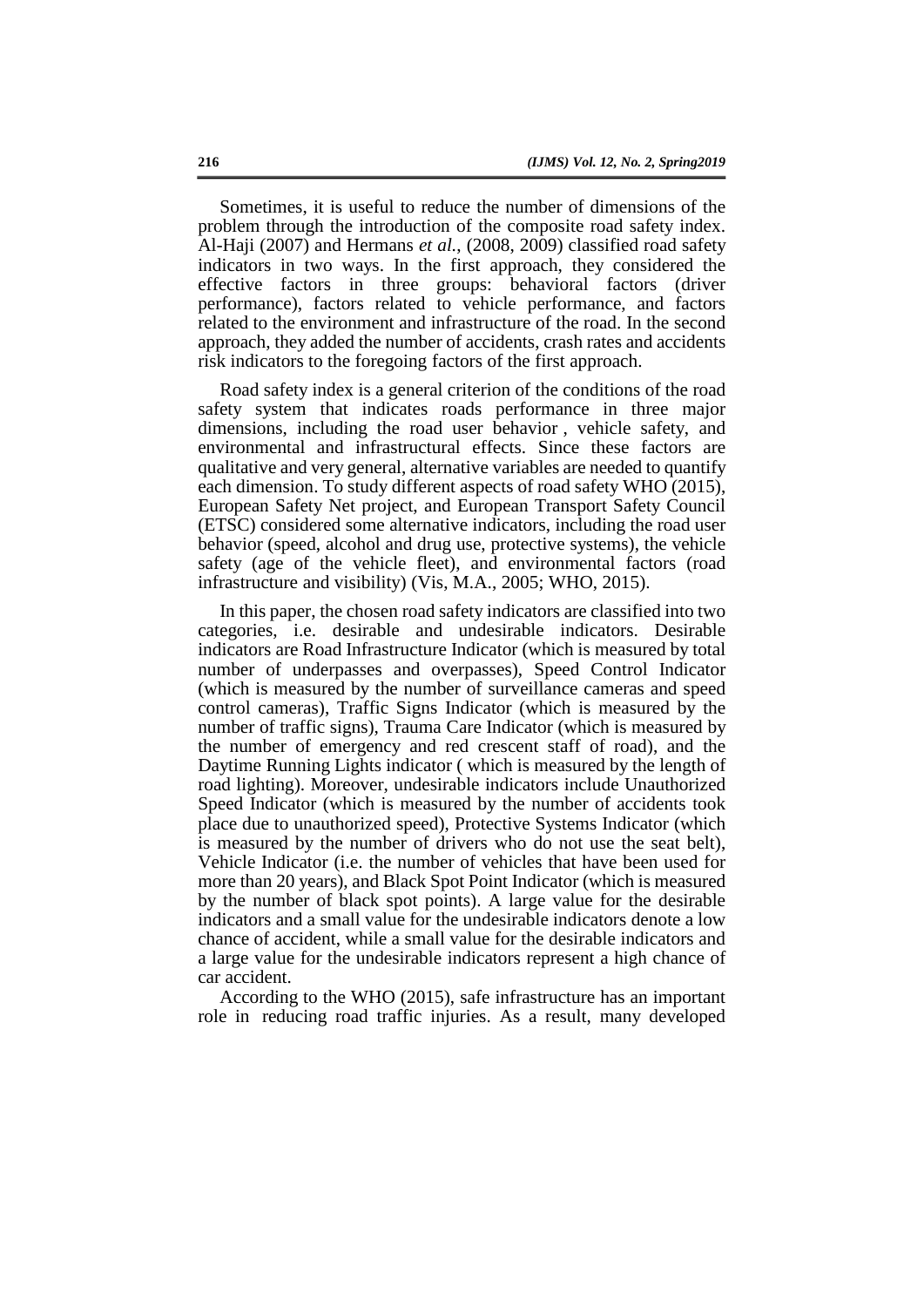Sometimes, it is useful to reduce the number of dimensions of the problem through the introduction of the composite road safety index. Al-Haji (2007) and Hermans *et al.*, (2008, 2009) classified road safety indicators in two ways. In the first approach, they considered the effective factors in three groups: behavioral factors (driver performance), factors related to vehicle performance, and factors related to the environment and infrastructure of the road. In the second approach, they added the number of accidents, crash rates and accidents risk indicators to the foregoing factors of the first approach.

Road safety index is a general criterion of the conditions of the road safety system that indicates roads performance in three major dimensions, including the road user behavior , vehicle safety, and environmental and infrastructural effects. Since these factors are qualitative and very general, alternative variables are needed to quantify each dimension. To study different aspects of road safety WHO (2015), European Safety Net project, and European Transport Safety Council (ETSC) considered some alternative indicators, including the road user behavior (speed, alcohol and drug use, protective systems), the vehicle safety (age of the vehicle fleet), and environmental factors (road infrastructure and visibility) (Vis, M.A., 2005; WHO, 2015).

In this paper, the chosen road safety indicators are classified into two categories, i.e. desirable and undesirable indicators. Desirable indicators are Road Infrastructure Indicator (which is measured by total number of underpasses and overpasses), Speed Control Indicator (which is measured by the number of surveillance cameras and speed control cameras), Traffic Signs Indicator (which is measured by the number of traffic signs), Trauma Care Indicator (which is measured by the number of emergency and red crescent staff of road), and the Daytime Running Lights indicator ( which is measured by the length of road lighting). Moreover, undesirable indicators include Unauthorized Speed Indicator (which is measured by the number of accidents took place due to unauthorized speed), Protective Systems Indicator (which is measured by the number of drivers who do not use the seat belt), Vehicle Indicator (i.e. the number of vehicles that have been used for more than 20 years), and Black Spot Point Indicator (which is measured by the number of black spot points). A large value for the desirable indicators and a small value for the undesirable indicators denote a low chance of accident, while a small value for the desirable indicators and a large value for the undesirable indicators represent a high chance of car accident.

According to the WHO (2015), safe infrastructure has an important role in reducing road traffic injuries. As a result, many developed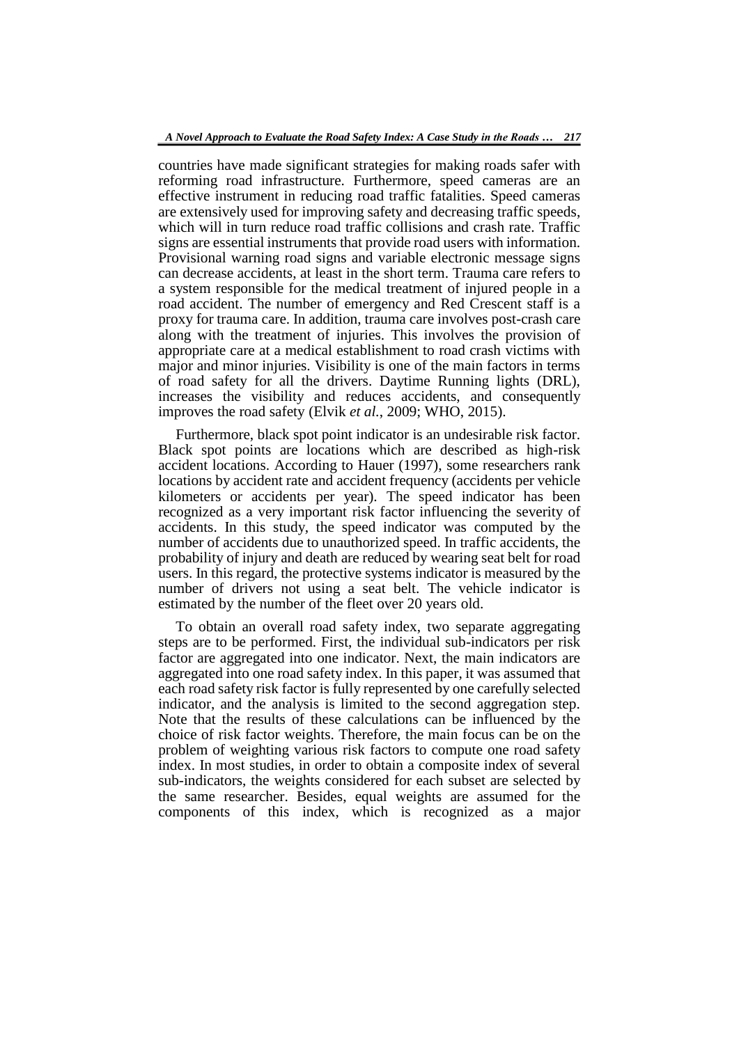countries have made significant strategies for making roads safer with reforming road infrastructure. Furthermore, speed cameras are an effective instrument in reducing road traffic fatalities. Speed cameras are extensively used for improving safety and decreasing traffic speeds, which will in turn reduce road traffic collisions and crash rate. Traffic signs are essential instruments that provide road users with information. Provisional warning road signs and variable electronic message signs can decrease accidents, at least in the short term. Trauma care refers to a system responsible for the medical treatment of injured people in a road accident. The number of emergency and Red Crescent staff is a proxy for trauma care. In addition, trauma care involves post-crash care along with the treatment of injuries. This involves the provision of appropriate care at a medical establishment to road crash victims with major and minor injuries. Visibility is one of the main factors in terms of road safety for all the drivers. Daytime Running lights (DRL), increases the visibility and reduces accidents, and consequently improves the road safety (Elvik *et al.*, 2009; WHO, 2015).

Furthermore, black spot point indicator is an undesirable risk factor. Black spot points are locations which are described as high-risk accident locations. According to Hauer (1997), some researchers rank locations by accident rate and accident frequency (accidents per vehicle kilometers or accidents per year). The speed indicator has been recognized as a very important risk factor influencing the severity of accidents. In this study, the speed indicator was computed by the number of accidents due to unauthorized speed. In traffic accidents, the probability of injury and death are reduced by wearing seat belt for road users. In this regard, the protective systems indicator is measured by the number of drivers not using a seat belt. The vehicle indicator is estimated by the number of the fleet over 20 years old.

To obtain an overall road safety index, two separate aggregating steps are to be performed. First, the individual sub-indicators per risk factor are aggregated into one indicator. Next, the main indicators are aggregated into one road safety index. In this paper, it was assumed that each road safety risk factor is fully represented by one carefully selected indicator, and the analysis is limited to the second aggregation step. Note that the results of these calculations can be influenced by the choice of risk factor weights. Therefore, the main focus can be on the problem of weighting various risk factors to compute one road safety index. In most studies, in order to obtain a composite index of several sub-indicators, the weights considered for each subset are selected by the same researcher. Besides, equal weights are assumed for the components of this index, which is recognized as a major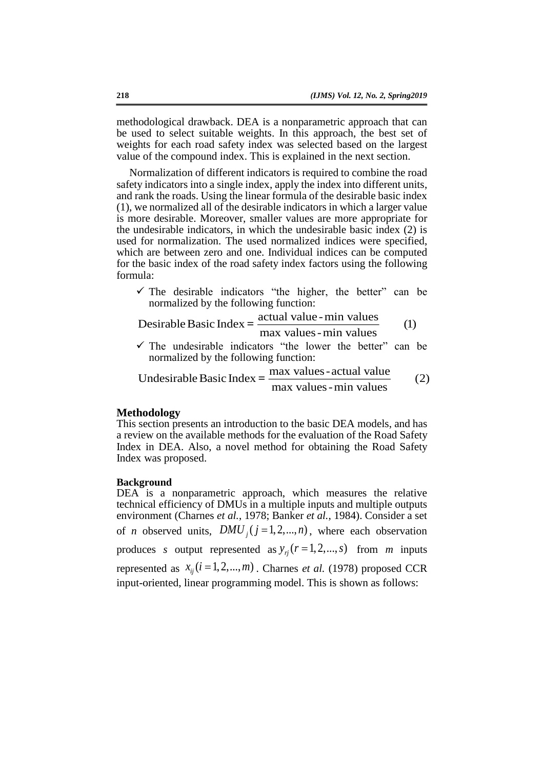methodological drawback. DEA is a nonparametric approach that can be used to select suitable weights. In this approach, the best set of weights for each road safety index was selected based on the largest value of the compound index. This is explained in the next section.

Normalization of different indicators is required to combine the road safety indicators into a single index, apply the index into different units, and rank the roads. Using the linear formula of the desirable basic index (1), we normalized all of the desirable indicators in which a larger value is more desirable. Moreover, smaller values are more appropriate for the undesirable indicators, in which the undesirable basic index (2) is used for normalization. The used normalized indices were specified, which are between zero and one. Individual indices can be computed for the basic index of the road safety index factors using the following formula:

- ✓ The desirable indicators “the higher, the better” can be normalized by the following function:

$$\text{Desirable Basic Index} = \frac{\text{actual value} - \text{min values}}{\text{max values} - \text{min values}} \qquad (1)$$

- ✓ The undesirable indicators “the lower the better” can be normalized by the following function:

$$\text{Undesirable Basic Index} = \frac{\text{max values} - \text{actual value}}{\text{max values} - \text{min values}} \qquad (2)$$

## Methodology

This section presents an introduction to the basic DEA models, and has a review on the available methods for the evaluation of the Road Safety Index in DEA. Also, a novel method for obtaining the Road Safety Index was proposed.

### Background

DEA is a nonparametric approach, which measures the relative technical efficiency of DMUs in a multiple inputs and multiple outputs environment (Charnes *et al.*, 1978; Banker *et al.*, 1984). Consider a set of *n* observed units, $DMU_j\,(j = 1, 2, ..., n)$, where each observation produces *s* output represented as $y_{rj}\,(r = 1, 2, ..., s)$ from *m* inputs represented as $x_{ij}\,(i = 1, 2, ..., m)$. Charnes *et al.* (1978) proposed CCR input-oriented, linear programming model. This is shown as follows: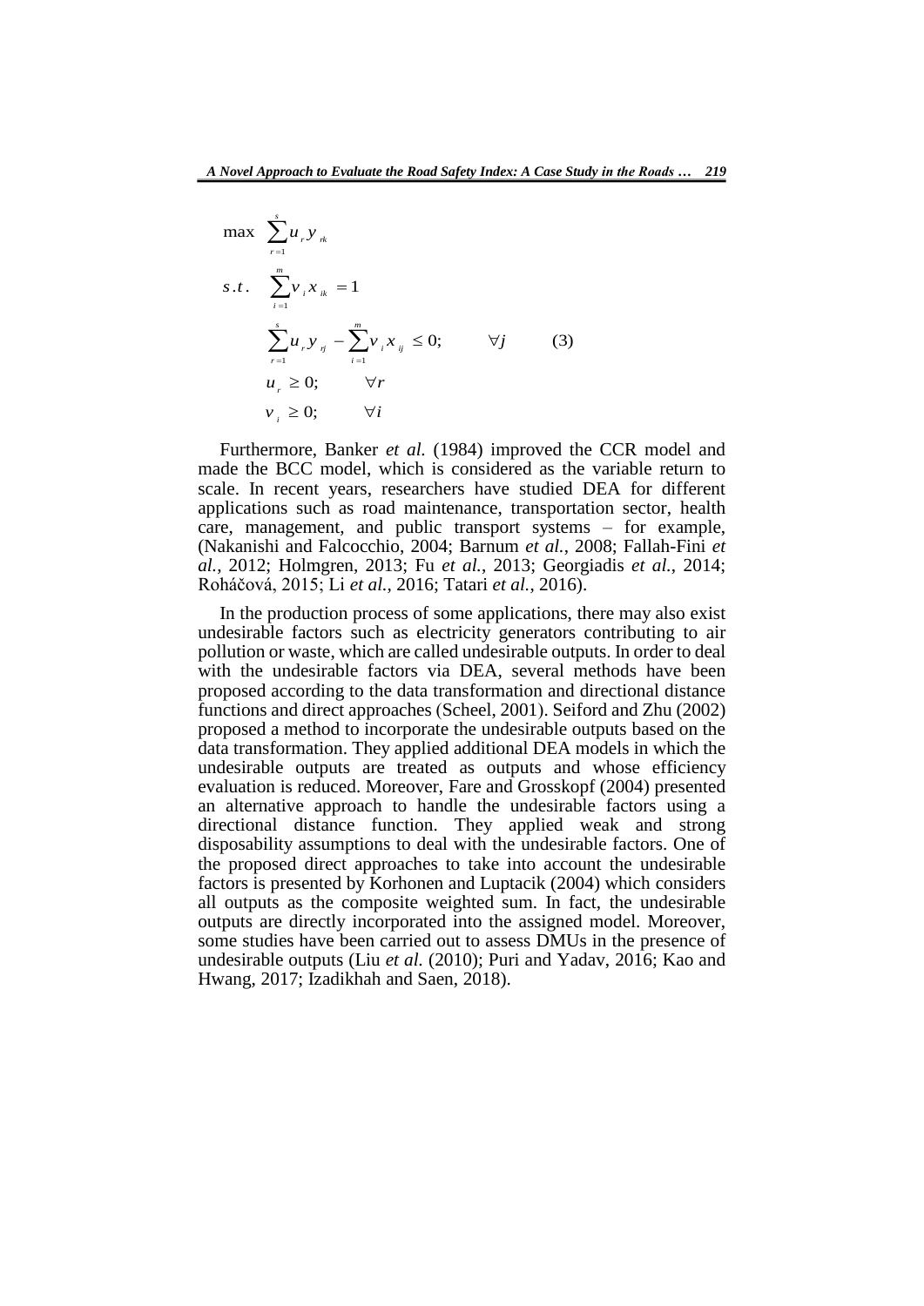$$
\begin{aligned}
\max \quad & \sum_{r=1}^{s} u_r y_{rk} \\
s.t. \quad & \sum_{i=1}^{m} v_i x_{ik} = 1 \\
& \sum_{r=1}^{s} u_r y_{rj} - \sum_{i=1}^{m} v_i x_{ij} \leq 0; \qquad \forall j \qquad (3) \\
& u_r \geq 0; \qquad \forall r \\
& v_i \geq 0; \qquad \forall i
\end{aligned}
$$

Furthermore, Banker *et al.* (1984) improved the CCR model and made the BCC model, which is considered as the variable return to scale. In recent years, researchers have studied DEA for different applications such as road maintenance, transportation sector, health care, management, and public transport systems – for example, (Nakanishi and Falcocchio, 2004; Barnum *et al.*, 2008; Fallah-Fini *et al.*, 2012; Holmgren, 2013; Fu *et al.*, 2013; Georgiadis *et al.*, 2014; Roháčová, 2015; Li *et al.*, 2016; Tatari *et al.*, 2016).

In the production process of some applications, there may also exist undesirable factors such as electricity generators contributing to air pollution or waste, which are called undesirable outputs. In order to deal with the undesirable factors via DEA, several methods have been proposed according to the data transformation and directional distance functions and direct approaches (Scheel, 2001). Seiford and Zhu (2002) proposed a method to incorporate the undesirable outputs based on the data transformation. They applied additional DEA models in which the undesirable outputs are treated as outputs and whose efficiency evaluation is reduced. Moreover, Fare and Grosskopf (2004) presented an alternative approach to handle the undesirable factors using a directional distance function. They applied weak and strong disposability assumptions to deal with the undesirable factors. One of the proposed direct approaches to take into account the undesirable factors is presented by Korhonen and Luptacik (2004) which considers all outputs as the composite weighted sum. In fact, the undesirable outputs are directly incorporated into the assigned model. Moreover, some studies have been carried out to assess DMUs in the presence of undesirable outputs (Liu *et al.* (2010); Puri and Yadav, 2016; Kao and Hwang, 2017; Izadikhah and Saen, 2018).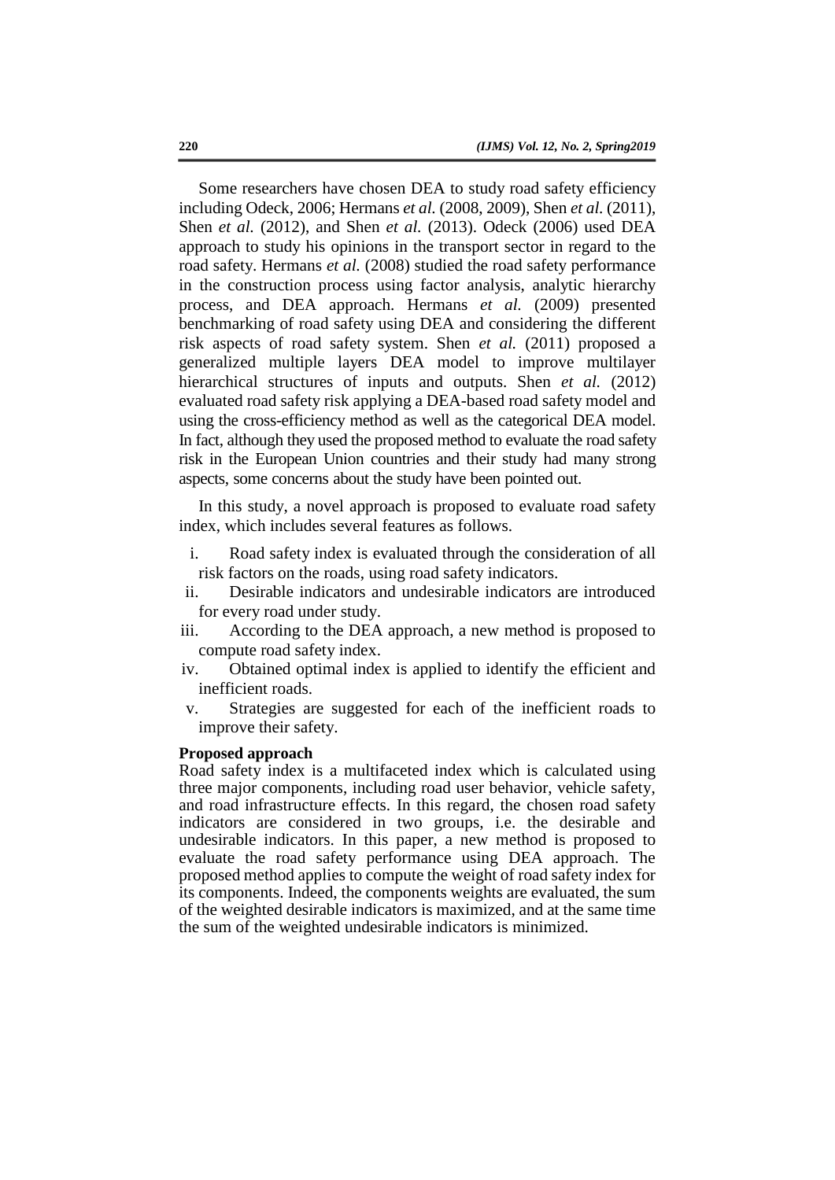Some researchers have chosen DEA to study road safety efficiency including Odeck, 2006; Hermans *et al.* (2008, 2009), Shen *et al.* (2011), Shen *et al.* (2012), and Shen *et al.* (2013). Odeck (2006) used DEA approach to study his opinions in the transport sector in regard to the road safety. Hermans *et al.* (2008) studied the road safety performance in the construction process using factor analysis, analytic hierarchy process, and DEA approach. Hermans *et al.* (2009) presented benchmarking of road safety using DEA and considering the different risk aspects of road safety system. Shen *et al.* (2011) proposed a generalized multiple layers DEA model to improve multilayer hierarchical structures of inputs and outputs. Shen *et al.* (2012) evaluated road safety risk applying a DEA-based road safety model and using the cross-efficiency method as well as the categorical DEA model. In fact, although they used the proposed method to evaluate the road safety risk in the European Union countries and their study had many strong aspects, some concerns about the study have been pointed out.

In this study, a novel approach is proposed to evaluate road safety index, which includes several features as follows.

i. Road safety index is evaluated through the consideration of all risk factors on the roads, using road safety indicators.
ii. Desirable indicators and undesirable indicators are introduced for every road under study.
iii. According to the DEA approach, a new method is proposed to compute road safety index.
iv. Obtained optimal index is applied to identify the efficient and inefficient roads.
v. Strategies are suggested for each of the inefficient roads to improve their safety.

**Proposed approach**

Road safety index is a multifaceted index which is calculated using three major components, including road user behavior, vehicle safety, and road infrastructure effects. In this regard, the chosen road safety indicators are considered in two groups, i.e. the desirable and undesirable indicators. In this paper, a new method is proposed to evaluate the road safety performance using DEA approach. The proposed method applies to compute the weight of road safety index for its components. Indeed, the components weights are evaluated, the sum of the weighted desirable indicators is maximized, and at the same time the sum of the weighted undesirable indicators is minimized.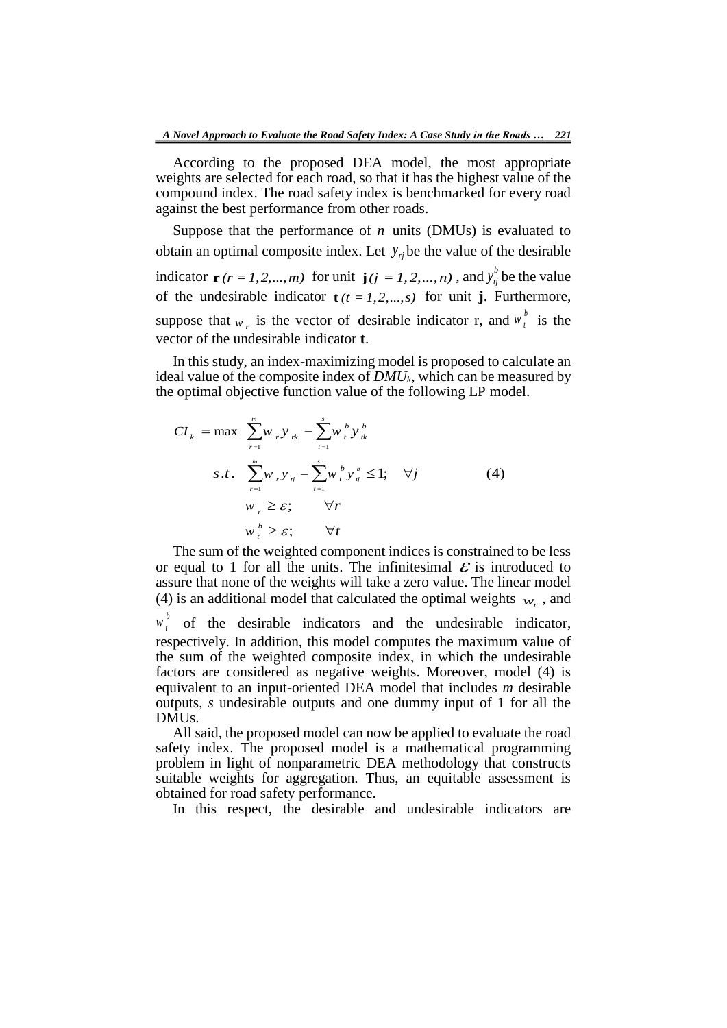According to the proposed DEA model, the most appropriate weights are selected for each road, so that it has the highest value of the compound index. The road safety index is benchmarked for every road against the best performance from other roads.

Suppose that the performance of $n$ units (DMUs) is evaluated to obtain an optimal composite index. Let $y_{rj}$ be the value of the desirable indicator $\mathbf{r}\,(r = 1, 2, ..., m)$ for unit $\mathbf{j}\,(j = 1, 2, ..., n)$, and $y_{tj}^{b}$ be the value of the undesirable indicator $\mathbf{t}\,(t = 1, 2, ..., s)$ for unit $\mathbf{j}$. Furthermore, suppose that $w_r$ is the vector of desirable indicator r, and $w_t^b$ is the vector of the undesirable indicator **t**.

In this study, an index-maximizing model is proposed to calculate an ideal value of the composite index of $DMU_k$, which can be measured by the optimal objective function value of the following LP model.

$$
\begin{aligned}
CI_k = \max \ & \sum_{r=1}^{m} w_r y_{rk} - \sum_{t=1}^{s} w_t^b y_{tk}^b \\
s.t. \ & \sum_{r=1}^{m} w_r y_{rj} - \sum_{t=1}^{s} w_t^b y_{tj}^b \leq 1; \quad \forall j \\
& w_r \geq \varepsilon; \qquad \forall r \\
& w_t^b \geq \varepsilon; \qquad \forall t
\end{aligned}
\tag{4}
$$

The sum of the weighted component indices is constrained to be less or equal to 1 for all the units. The infinitesimal $\varepsilon$ is introduced to assure that none of the weights will take a zero value. The linear model (4) is an additional model that calculated the optimal weights $w_r$, and $w_t^b$ of the desirable indicators and the undesirable indicator, respectively. In addition, this model computes the maximum value of the sum of the weighted composite index, in which the undesirable factors are considered as negative weights. Moreover, model (4) is equivalent to an input-oriented DEA model that includes $m$ desirable outputs, $s$ undesirable outputs and one dummy input of 1 for all the DMUs.

All said, the proposed model can now be applied to evaluate the road safety index. The proposed model is a mathematical programming problem in light of nonparametric DEA methodology that constructs suitable weights for aggregation. Thus, an equitable assessment is obtained for road safety performance.

In this respect, the desirable and undesirable indicators are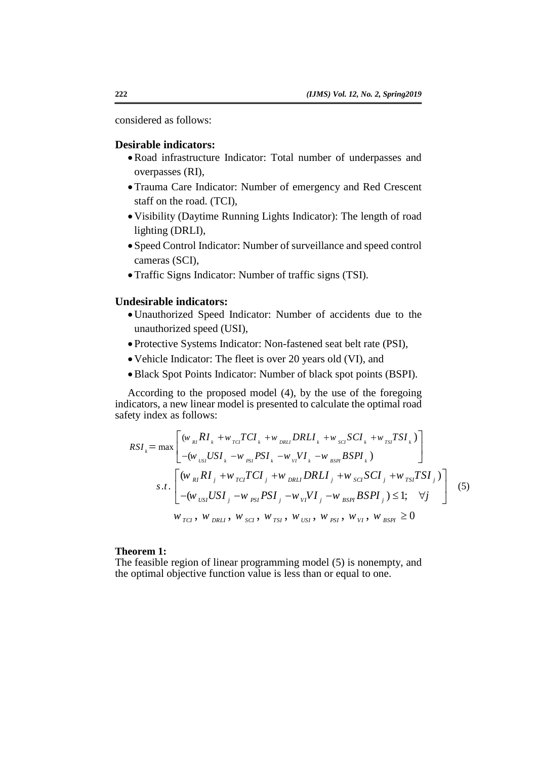considered as follows:

**Desirable indicators:**

- Road infrastructure Indicator: Total number of underpasses and overpasses (RI),
- Trauma Care Indicator: Number of emergency and Red Crescent staff on the road. (TCI),
- Visibility (Daytime Running Lights Indicator): The length of road lighting (DRLI),
- Speed Control Indicator: Number of surveillance and speed control cameras (SCI),
- Traffic Signs Indicator: Number of traffic signs (TSI).

**Undesirable indicators:**

- Unauthorized Speed Indicator: Number of accidents due to the unauthorized speed (USI),
- Protective Systems Indicator: Non-fastened seat belt rate (PSI),
- Vehicle Indicator: The fleet is over 20 years old (VI), and
- Black Spot Points Indicator: Number of black spot points (BSPI).

According to the proposed model (4), by the use of the foregoing indicators, a new linear model is presented to calculate the optimal road safety index as follows:

$$
\begin{aligned}
RSI_k = \max & \begin{bmatrix} (w_{RI} RI_k + w_{TCI} TCI_k + w_{DRLI} DRLI_k + w_{SCI} SCI_k + w_{TSI} TSI_k) \\ -(w_{USI} USI_k - w_{PSI} PSI_k - w_{VI} VI_k - w_{BSPI} BSPI_k) \end{bmatrix} \\
s.t. & \begin{bmatrix} (w_{RI} RI_j + w_{TCI} TCI_j + w_{DRLI} DRLI_j + w_{SCI} SCI_j + w_{TSI} TSI_j) \\ -(w_{USI} USI_j - w_{PSI} PSI_j - w_{VI} VI_j - w_{BSPI} BSPI_j) \le 1; \quad \forall j \end{bmatrix} \\
& w_{TCI},\ w_{DRLI},\ w_{SCI},\ w_{TSI},\ w_{USI},\ w_{PSI},\ w_{VI},\ w_{BSPI} \ge 0
\end{aligned}
\tag{5}
$$

**Theorem 1:**

The feasible region of linear programming model (5) is nonempty, and the optimal objective function value is less than or equal to one.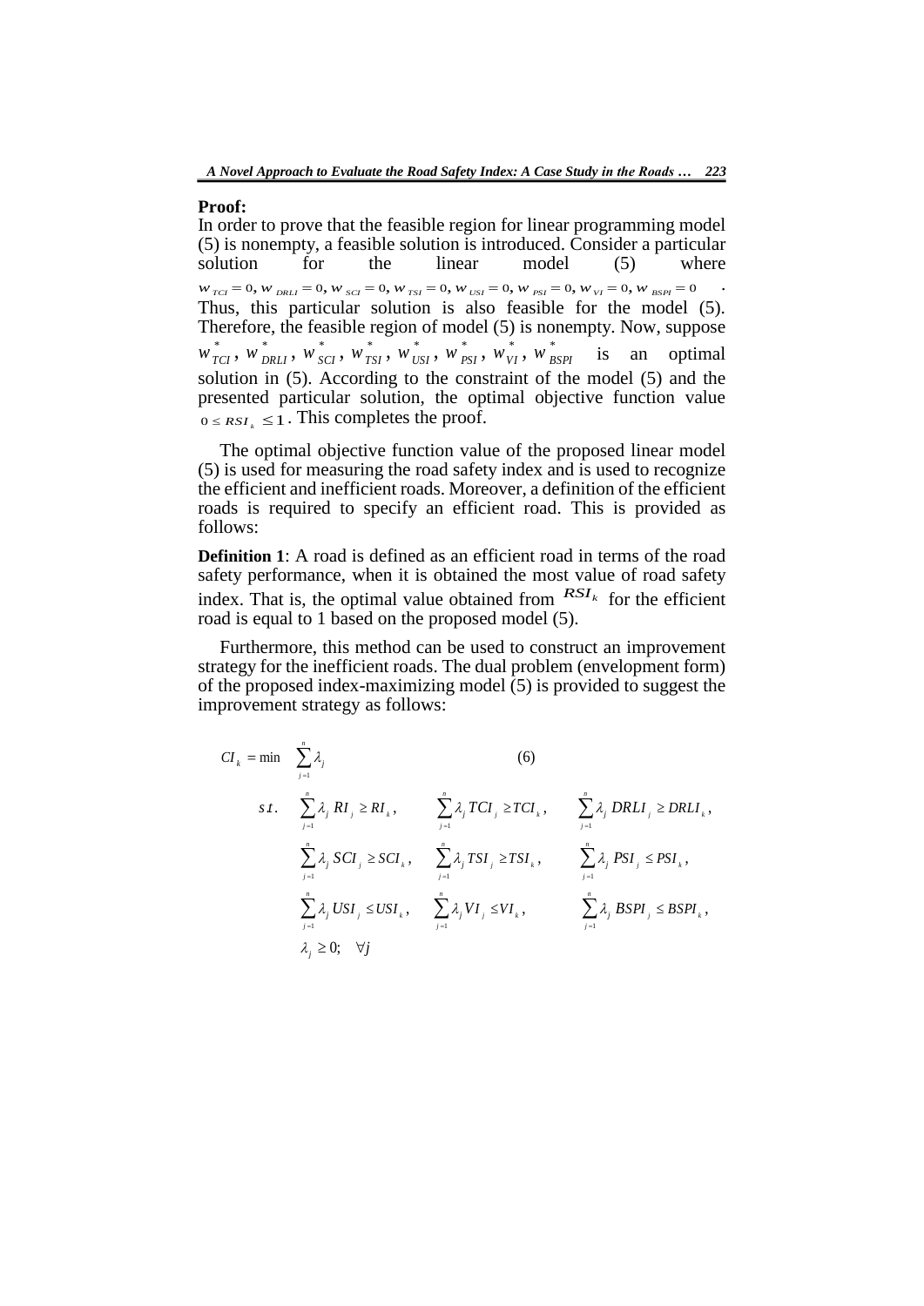**Proof:**

In order to prove that the feasible region for linear programming model (5) is nonempty, a feasible solution is introduced. Consider a particular solution for the linear model (5) where $w_{TCI}=0, w_{DRLI}=0, w_{SCI}=0, w_{TSI}=0, w_{USI}=0, w_{PSI}=0, w_{VI}=0, w_{BSPI}=0$. Thus, this particular solution is also feasible for the model (5). Therefore, the feasible region of model (5) is nonempty. Now, suppose $w^*_{TCI}, w^*_{DRLI}, w^*_{SCI}, w^*_{TSI}, w^*_{USI}, w^*_{PSI}, w^*_{VI}, w^*_{BSPI}$ is an optimal solution in (5). According to the constraint of the model (5) and the presented particular solution, the optimal objective function value $0 \le RSI_k \le 1$. This completes the proof.

The optimal objective function value of the proposed linear model (5) is used for measuring the road safety index and is used to recognize the efficient and inefficient roads. Moreover, a definition of the efficient roads is required to specify an efficient road. This is provided as follows:

**Definition 1**: A road is defined as an efficient road in terms of the road safety performance, when it is obtained the most value of road safety index. That is, the optimal value obtained from $RSI_k$ for the efficient road is equal to 1 based on the proposed model (5).

Furthermore, this method can be used to construct an improvement strategy for the inefficient roads. The dual problem (envelopment form) of the proposed index-maximizing model (5) is provided to suggest the improvement strategy as follows:

$$
\begin{aligned}
CI_k = \min \quad & \sum_{j=1}^{n} \lambda_j \qquad\qquad (6) \\
s.t. \quad & \sum_{j=1}^{n} \lambda_j \, RI_j \ge RI_k, \quad \sum_{j=1}^{n} \lambda_j \, TCI_j \ge TCI_k, \quad \sum_{j=1}^{n} \lambda_j \, DRLI_j \ge DRLI_k, \\
& \sum_{j=1}^{n} \lambda_j \, SCI_j \ge SCI_k, \quad \sum_{j=1}^{n} \lambda_j \, TSI_j \ge TSI_k, \quad \sum_{j=1}^{n} \lambda_j \, PSI_j \le PSI_k, \\
& \sum_{j=1}^{n} \lambda_j \, USI_j \le USI_k, \quad \sum_{j=1}^{n} \lambda_j \, VI_j \le VI_k, \quad \sum_{j=1}^{n} \lambda_j \, BSPI_j \le BSPI_k, \\
& \lambda_j \ge 0; \quad \forall j
\end{aligned}
$$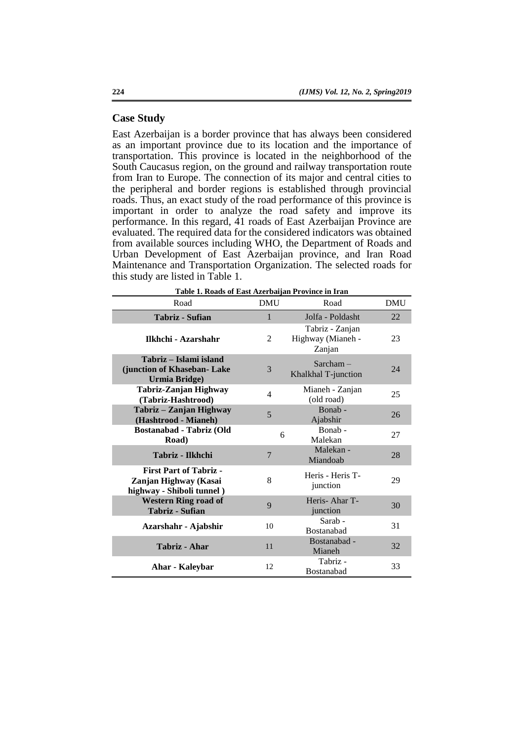## Case Study

East Azerbaijan is a border province that has always been considered as an important province due to its location and the importance of transportation. This province is located in the neighborhood of the South Caucasus region, on the ground and railway transportation route from Iran to Europe. The connection of its major and central cities to the peripheral and border regions is established through provincial roads. Thus, an exact study of the road performance of this province is important in order to analyze the road safety and improve its performance. In this regard, 41 roads of East Azerbaijan Province are evaluated. The required data for the considered indicators was obtained from available sources including WHO, the Department of Roads and Urban Development of East Azerbaijan province, and Iran Road Maintenance and Transportation Organization. The selected roads for this study are listed in Table 1.

**Table 1. Roads of East Azerbaijan Province in Iran**

| Road | DMU | Road | DMU |
|---|---|---|---|
| **Tabriz - Sufian** | 1 | Jolfa - Poldasht | 22 |
| **Ilkhchi - Azarshahr** | 2 | Tabriz - Zanjan Highway (Mianeh - Zanjan | 23 |
| **Tabriz – Islami island (junction of Khaseban- Lake Urmia Bridge)** | 3 | Sarcham – Khalkhal T-junction | 24 |
| **Tabriz-Zanjan Highway (Tabriz-Hashtrood)** | 4 | Mianeh - Zanjan (old road) | 25 |
| **Tabriz – Zanjan Highway (Hashtrood - Mianeh)** | 5 | Bonab - Ajabshir | 26 |
| **Bostanabad - Tabriz (Old Road)** | 6 | Bonab - Malekan | 27 |
| **Tabriz - Ilkhchi** | 7 | Malekan - Miandoab | 28 |
| **First Part of Tabriz - Zanjan Highway (Kasai highway - Shiboli tunnel )** | 8 | Heris - Heris T-junction | 29 |
| **Western Ring road of Tabriz - Sufian** | 9 | Heris- Ahar T-junction | 30 |
| **Azarshahr - Ajabshir** | 10 | Sarab - Bostanabad | 31 |
| **Tabriz - Ahar** | 11 | Bostanabad - Mianeh | 32 |
| **Ahar - Kaleybar** | 12 | Tabriz - Bostanabad | 33 |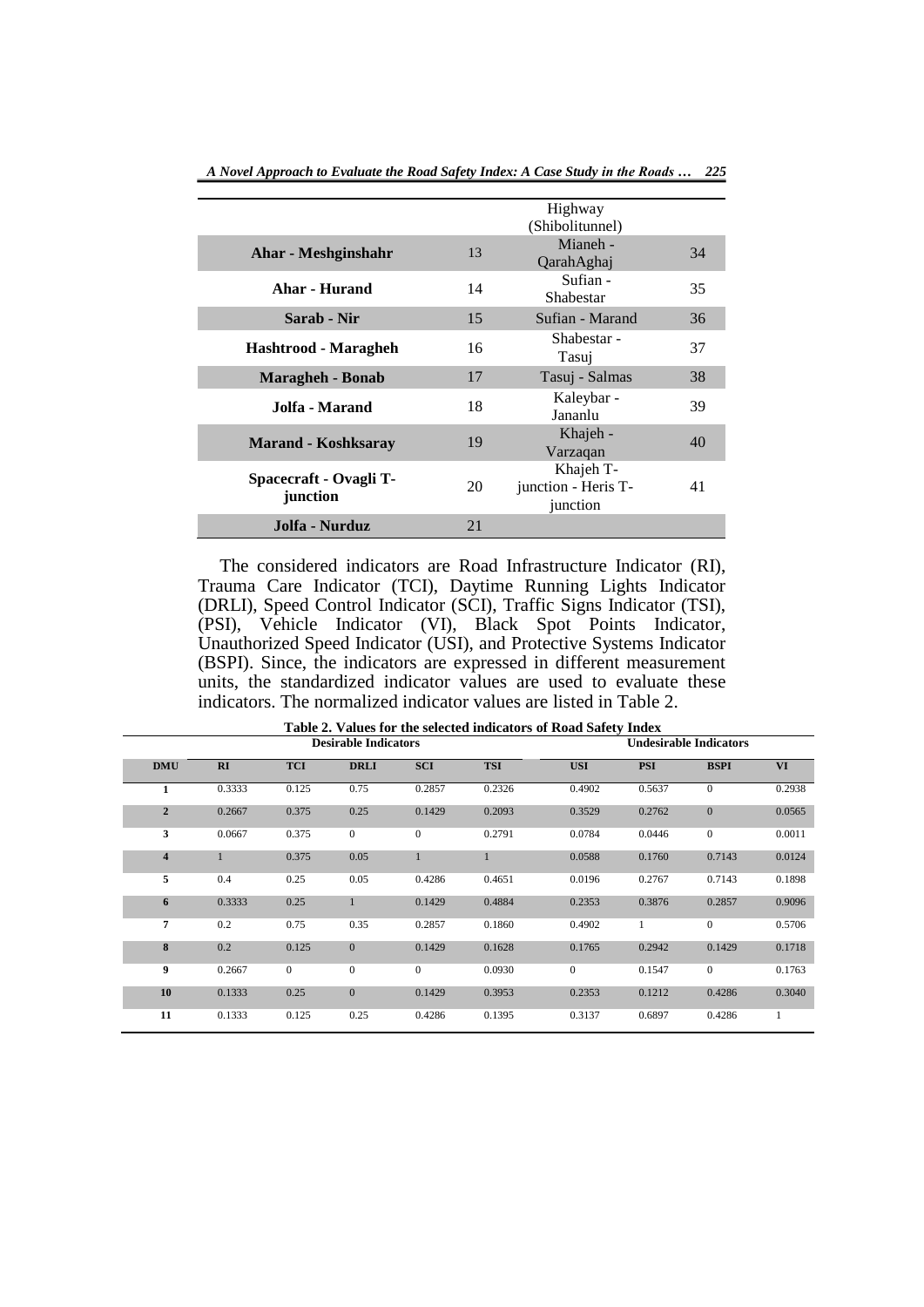| | | Highway (Shibolitunnel) | |
|---|---|---|---|
| **Ahar - Meshginshahr** | 13 | Mianeh - QarahAghaj | 34 |
| **Ahar - Hurand** | 14 | Sufian - Shabestar | 35 |
| **Sarab - Nir** | 15 | Sufian - Marand | 36 |
| **Hashtrood - Maragheh** | 16 | Shabestar - Tasuj | 37 |
| **Maragheh - Bonab** | 17 | Tasuj - Salmas | 38 |
| **Jolfa - Marand** | 18 | Kaleybar - Jananlu | 39 |
| **Marand - Koshksaray** | 19 | Khajeh - Varzaqan | 40 |
| **Spacecraft - Ovagli T-junction** | 20 | Khajeh T-junction - Heris T-junction | 41 |
| **Jolfa - Nurduz** | 21 | | |

The considered indicators are Road Infrastructure Indicator (RI), Trauma Care Indicator (TCI), Daytime Running Lights Indicator (DRLI), Speed Control Indicator (SCI), Traffic Signs Indicator (TSI), (PSI), Vehicle Indicator (VI), Black Spot Points Indicator, Unauthorized Speed Indicator (USI), and Protective Systems Indicator (BSPI). Since, the indicators are expressed in different measurement units, the standardized indicator values are used to evaluate these indicators. The normalized indicator values are listed in Table 2.

**Table 2. Values for the selected indicators of Road Safety Index**

| | Desirable Indicators | | | | | Undesirable Indicators | | | |
|---|---|---|---|---|---|---|---|---|---|
| **DMU** | **RI** | **TCI** | **DRLI** | **SCI** | **TSI** | **USI** | **PSI** | **BSPI** | **VI** |
| **1** | 0.3333 | 0.125 | 0.75 | 0.2857 | 0.2326 | 0.4902 | 0.5637 | 0 | 0.2938 |
| **2** | 0.2667 | 0.375 | 0.25 | 0.1429 | 0.2093 | 0.3529 | 0.2762 | 0 | 0.0565 |
| **3** | 0.0667 | 0.375 | 0 | 0 | 0.2791 | 0.0784 | 0.0446 | 0 | 0.0011 |
| **4** | 1 | 0.375 | 0.05 | 1 | 1 | 0.0588 | 0.1760 | 0.7143 | 0.0124 |
| **5** | 0.4 | 0.25 | 0.05 | 0.4286 | 0.4651 | 0.0196 | 0.2767 | 0.7143 | 0.1898 |
| **6** | 0.3333 | 0.25 | 1 | 0.1429 | 0.4884 | 0.2353 | 0.3876 | 0.2857 | 0.9096 |
| **7** | 0.2 | 0.75 | 0.35 | 0.2857 | 0.1860 | 0.4902 | 1 | 0 | 0.5706 |
| **8** | 0.2 | 0.125 | 0 | 0.1429 | 0.1628 | 0.1765 | 0.2942 | 0.1429 | 0.1718 |
| **9** | 0.2667 | 0 | 0 | 0 | 0.0930 | 0 | 0.1547 | 0 | 0.1763 |
| **10** | 0.1333 | 0.25 | 0 | 0.1429 | 0.3953 | 0.2353 | 0.1212 | 0.4286 | 0.3040 |
| **11** | 0.1333 | 0.125 | 0.25 | 0.4286 | 0.1395 | 0.3137 | 0.6897 | 0.4286 | 1 |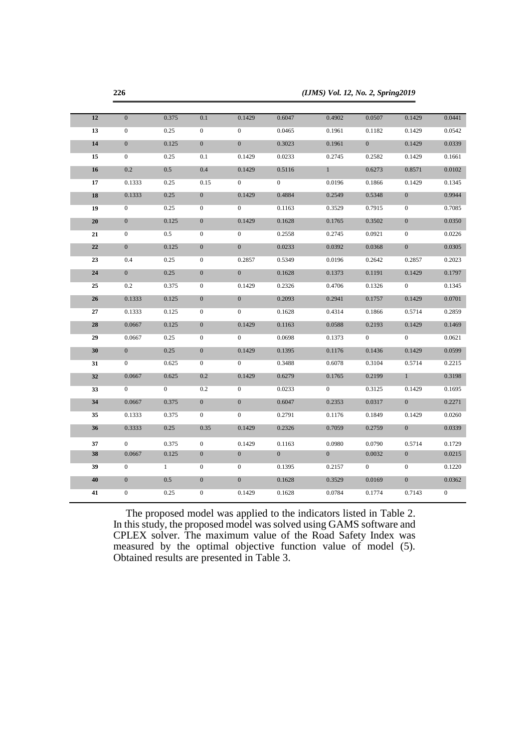| | | | | | | | | | |
|---|---|---|---|---|---|---|---|---|---|
| **12** | 0 | 0.375 | 0.1 | 0.1429 | 0.6047 | 0.4902 | 0.0507 | 0.1429 | 0.0441 |
| **13** | 0 | 0.25 | 0 | 0 | 0.0465 | 0.1961 | 0.1182 | 0.1429 | 0.0542 |
| **14** | 0 | 0.125 | 0 | 0 | 0.3023 | 0.1961 | 0 | 0.1429 | 0.0339 |
| **15** | 0 | 0.25 | 0.1 | 0.1429 | 0.0233 | 0.2745 | 0.2582 | 0.1429 | 0.1661 |
| **16** | 0.2 | 0.5 | 0.4 | 0.1429 | 0.5116 | 1 | 0.6273 | 0.8571 | 0.0102 |
| **17** | 0.1333 | 0.25 | 0.15 | 0 | 0 | 0.0196 | 0.1866 | 0.1429 | 0.1345 |
| **18** | 0.1333 | 0.25 | 0 | 0.1429 | 0.4884 | 0.2549 | 0.5348 | 0 | 0.9944 |
| **19** | 0 | 0.25 | 0 | 0 | 0.1163 | 0.3529 | 0.7915 | 0 | 0.7085 |
| **20** | 0 | 0.125 | 0 | 0.1429 | 0.1628 | 0.1765 | 0.3502 | 0 | 0.0350 |
| **21** | 0 | 0.5 | 0 | 0 | 0.2558 | 0.2745 | 0.0921 | 0 | 0.0226 |
| **22** | 0 | 0.125 | 0 | 0 | 0.0233 | 0.0392 | 0.0368 | 0 | 0.0305 |
| **23** | 0.4 | 0.25 | 0 | 0.2857 | 0.5349 | 0.0196 | 0.2642 | 0.2857 | 0.2023 |
| **24** | 0 | 0.25 | 0 | 0 | 0.1628 | 0.1373 | 0.1191 | 0.1429 | 0.1797 |
| **25** | 0.2 | 0.375 | 0 | 0.1429 | 0.2326 | 0.4706 | 0.1326 | 0 | 0.1345 |
| **26** | 0.1333 | 0.125 | 0 | 0 | 0.2093 | 0.2941 | 0.1757 | 0.1429 | 0.0701 |
| **27** | 0.1333 | 0.125 | 0 | 0 | 0.1628 | 0.4314 | 0.1866 | 0.5714 | 0.2859 |
| **28** | 0.0667 | 0.125 | 0 | 0.1429 | 0.1163 | 0.0588 | 0.2193 | 0.1429 | 0.1469 |
| **29** | 0.0667 | 0.25 | 0 | 0 | 0.0698 | 0.1373 | 0 | 0 | 0.0621 |
| **30** | 0 | 0.25 | 0 | 0.1429 | 0.1395 | 0.1176 | 0.1436 | 0.1429 | 0.0599 |
| **31** | 0 | 0.625 | 0 | 0 | 0.3488 | 0.6078 | 0.3104 | 0.5714 | 0.2215 |
| **32** | 0.0667 | 0.625 | 0.2 | 0.1429 | 0.6279 | 0.1765 | 0.2199 | 1 | 0.3198 |
| **33** | 0 | 0 | 0.2 | 0 | 0.0233 | 0 | 0.3125 | 0.1429 | 0.1695 |
| **34** | 0.0667 | 0.375 | 0 | 0 | 0.6047 | 0.2353 | 0.0317 | 0 | 0.2271 |
| **35** | 0.1333 | 0.375 | 0 | 0 | 0.2791 | 0.1176 | 0.1849 | 0.1429 | 0.0260 |
| **36** | 0.3333 | 0.25 | 0.35 | 0.1429 | 0.2326 | 0.7059 | 0.2759 | 0 | 0.0339 |
| **37** | 0 | 0.375 | 0 | 0.1429 | 0.1163 | 0.0980 | 0.0790 | 0.5714 | 0.1729 |
| **38** | 0.0667 | 0.125 | 0 | 0 | 0 | 0 | 0.0032 | 0 | 0.0215 |
| **39** | 0 | 1 | 0 | 0 | 0.1395 | 0.2157 | 0 | 0 | 0.1220 |
| **40** | 0 | 0.5 | 0 | 0 | 0.1628 | 0.3529 | 0.0169 | 0 | 0.0362 |
| **41** | 0 | 0.25 | 0 | 0.1429 | 0.1628 | 0.0784 | 0.1774 | 0.7143 | 0 |

The proposed model was applied to the indicators listed in Table 2. In this study, the proposed model was solved using GAMS software and CPLEX solver. The maximum value of the Road Safety Index was measured by the optimal objective function value of model (5). Obtained results are presented in Table 3.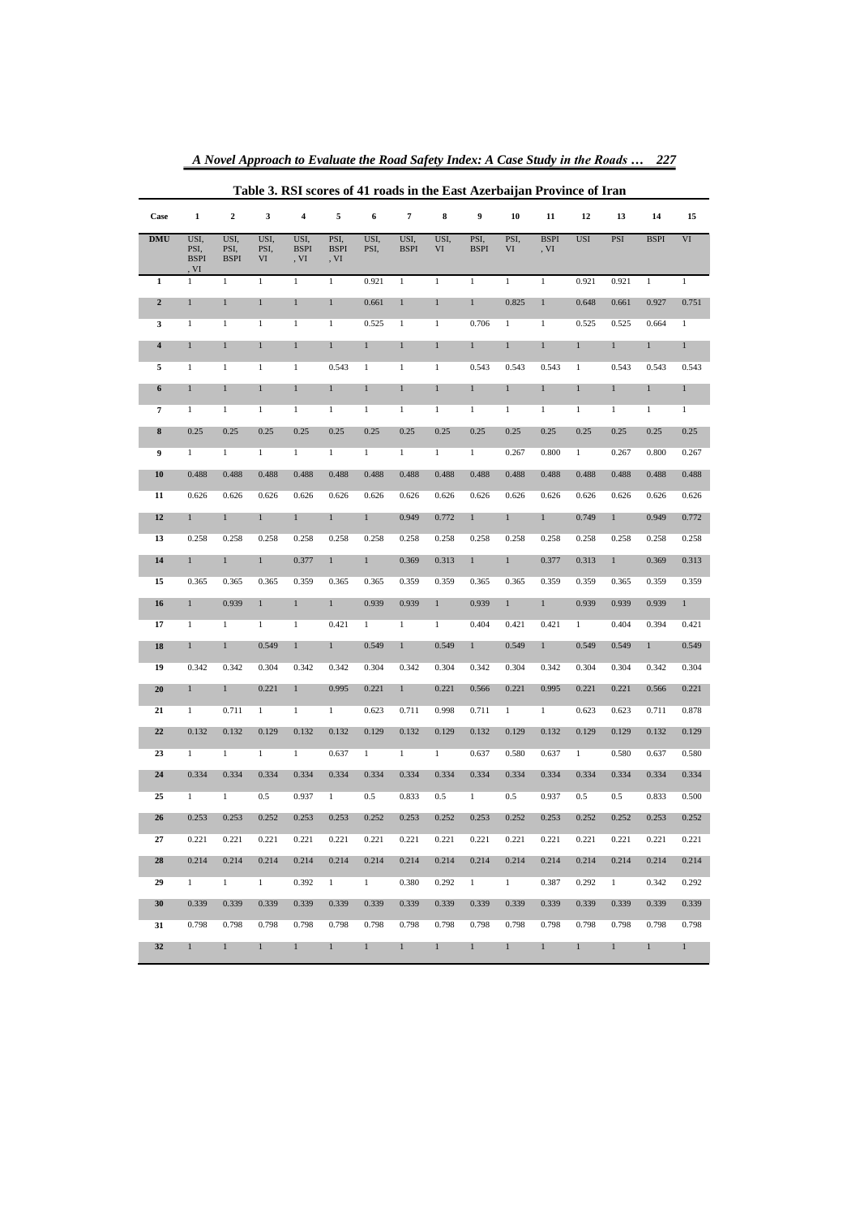**Table 3. RSI scores of 41 roads in the East Azerbaijan Province of Iran**

| Case | 1 | 2 | 3 | 4 | 5 | 6 | 7 | 8 | 9 | 10 | 11 | 12 | 13 | 14 | 15 |
|---|---|---|---|---|---|---|---|---|---|---|---|---|---|---|---|
| DMU | USI, PSI, BSPI, VI | USI, PSI, BSPI | USI, PSI, VI | USI, BSPI, VI | PSI, BSPI, VI | USI, PSI, | USI, BSPI | USI, VI | PSI, BSPI | PSI, VI | BSPI, VI | USI | PSI | BSPI | VI |
| 1 | 1 | 1 | 1 | 1 | 1 | 0.921 | 1 | 1 | 1 | 1 | 1 | 0.921 | 0.921 | 1 | 1 |
| 2 | 1 | 1 | 1 | 1 | 1 | 0.661 | 1 | 1 | 1 | 0.825 | 1 | 0.648 | 0.661 | 0.927 | 0.751 |
| 3 | 1 | 1 | 1 | 1 | 1 | 0.525 | 1 | 1 | 0.706 | 1 | 1 | 0.525 | 0.525 | 0.664 | 1 |
| 4 | 1 | 1 | 1 | 1 | 1 | 1 | 1 | 1 | 1 | 1 | 1 | 1 | 1 | 1 | 1 |
| 5 | 1 | 1 | 1 | 1 | 0.543 | 1 | 1 | 1 | 0.543 | 0.543 | 0.543 | 1 | 0.543 | 0.543 | 0.543 |
| 6 | 1 | 1 | 1 | 1 | 1 | 1 | 1 | 1 | 1 | 1 | 1 | 1 | 1 | 1 | 1 |
| 7 | 1 | 1 | 1 | 1 | 1 | 1 | 1 | 1 | 1 | 1 | 1 | 1 | 1 | 1 | 1 |
| 8 | 0.25 | 0.25 | 0.25 | 0.25 | 0.25 | 0.25 | 0.25 | 0.25 | 0.25 | 0.25 | 0.25 | 0.25 | 0.25 | 0.25 | 0.25 |
| 9 | 1 | 1 | 1 | 1 | 1 | 1 | 1 | 1 | 1 | 0.267 | 0.800 | 1 | 0.267 | 0.800 | 0.267 |
| 10 | 0.488 | 0.488 | 0.488 | 0.488 | 0.488 | 0.488 | 0.488 | 0.488 | 0.488 | 0.488 | 0.488 | 0.488 | 0.488 | 0.488 | 0.488 |
| 11 | 0.626 | 0.626 | 0.626 | 0.626 | 0.626 | 0.626 | 0.626 | 0.626 | 0.626 | 0.626 | 0.626 | 0.626 | 0.626 | 0.626 | 0.626 |
| 12 | 1 | 1 | 1 | 1 | 1 | 1 | 0.949 | 0.772 | 1 | 1 | 1 | 0.749 | 1 | 0.949 | 0.772 |
| 13 | 0.258 | 0.258 | 0.258 | 0.258 | 0.258 | 0.258 | 0.258 | 0.258 | 0.258 | 0.258 | 0.258 | 0.258 | 0.258 | 0.258 | 0.258 |
| 14 | 1 | 1 | 1 | 0.377 | 1 | 1 | 0.369 | 0.313 | 1 | 1 | 0.377 | 0.313 | 1 | 0.369 | 0.313 |
| 15 | 0.365 | 0.365 | 0.365 | 0.359 | 0.365 | 0.365 | 0.359 | 0.359 | 0.365 | 0.365 | 0.359 | 0.359 | 0.365 | 0.359 | 0.359 |
| 16 | 1 | 0.939 | 1 | 1 | 1 | 0.939 | 0.939 | 1 | 0.939 | 1 | 1 | 0.939 | 0.939 | 0.939 | 1 |
| 17 | 1 | 1 | 1 | 1 | 0.421 | 1 | 1 | 1 | 0.404 | 0.421 | 0.421 | 1 | 0.404 | 0.394 | 0.421 |
| 18 | 1 | 1 | 0.549 | 1 | 1 | 0.549 | 1 | 0.549 | 1 | 0.549 | 1 | 0.549 | 0.549 | 1 | 0.549 |
| 19 | 0.342 | 0.342 | 0.304 | 0.342 | 0.342 | 0.304 | 0.342 | 0.304 | 0.342 | 0.304 | 0.342 | 0.304 | 0.304 | 0.342 | 0.304 |
| 20 | 1 | 1 | 0.221 | 1 | 0.995 | 0.221 | 1 | 0.221 | 0.566 | 0.221 | 0.995 | 0.221 | 0.221 | 0.566 | 0.221 |
| 21 | 1 | 0.711 | 1 | 1 | 1 | 0.623 | 0.711 | 0.998 | 0.711 | 1 | 1 | 0.623 | 0.623 | 0.711 | 0.878 |
| 22 | 0.132 | 0.132 | 0.129 | 0.132 | 0.132 | 0.129 | 0.132 | 0.129 | 0.132 | 0.129 | 0.132 | 0.129 | 0.129 | 0.132 | 0.129 |
| 23 | 1 | 1 | 1 | 1 | 0.637 | 1 | 1 | 1 | 0.637 | 0.580 | 0.637 | 1 | 0.580 | 0.637 | 0.580 |
| 24 | 0.334 | 0.334 | 0.334 | 0.334 | 0.334 | 0.334 | 0.334 | 0.334 | 0.334 | 0.334 | 0.334 | 0.334 | 0.334 | 0.334 | 0.334 |
| 25 | 1 | 1 | 0.5 | 0.937 | 1 | 0.5 | 0.833 | 0.5 | 1 | 0.5 | 0.937 | 0.5 | 0.5 | 0.833 | 0.500 |
| 26 | 0.253 | 0.253 | 0.252 | 0.253 | 0.253 | 0.252 | 0.253 | 0.252 | 0.253 | 0.252 | 0.253 | 0.252 | 0.252 | 0.253 | 0.252 |
| 27 | 0.221 | 0.221 | 0.221 | 0.221 | 0.221 | 0.221 | 0.221 | 0.221 | 0.221 | 0.221 | 0.221 | 0.221 | 0.221 | 0.221 | 0.221 |
| 28 | 0.214 | 0.214 | 0.214 | 0.214 | 0.214 | 0.214 | 0.214 | 0.214 | 0.214 | 0.214 | 0.214 | 0.214 | 0.214 | 0.214 | 0.214 |
| 29 | 1 | 1 | 1 | 0.392 | 1 | 1 | 0.380 | 0.292 | 1 | 1 | 0.387 | 0.292 | 1 | 0.342 | 0.292 |
| 30 | 0.339 | 0.339 | 0.339 | 0.339 | 0.339 | 0.339 | 0.339 | 0.339 | 0.339 | 0.339 | 0.339 | 0.339 | 0.339 | 0.339 | 0.339 |
| 31 | 0.798 | 0.798 | 0.798 | 0.798 | 0.798 | 0.798 | 0.798 | 0.798 | 0.798 | 0.798 | 0.798 | 0.798 | 0.798 | 0.798 | 0.798 |
| 32 | 1 | 1 | 1 | 1 | 1 | 1 | 1 | 1 | 1 | 1 | 1 | 1 | 1 | 1 | 1 |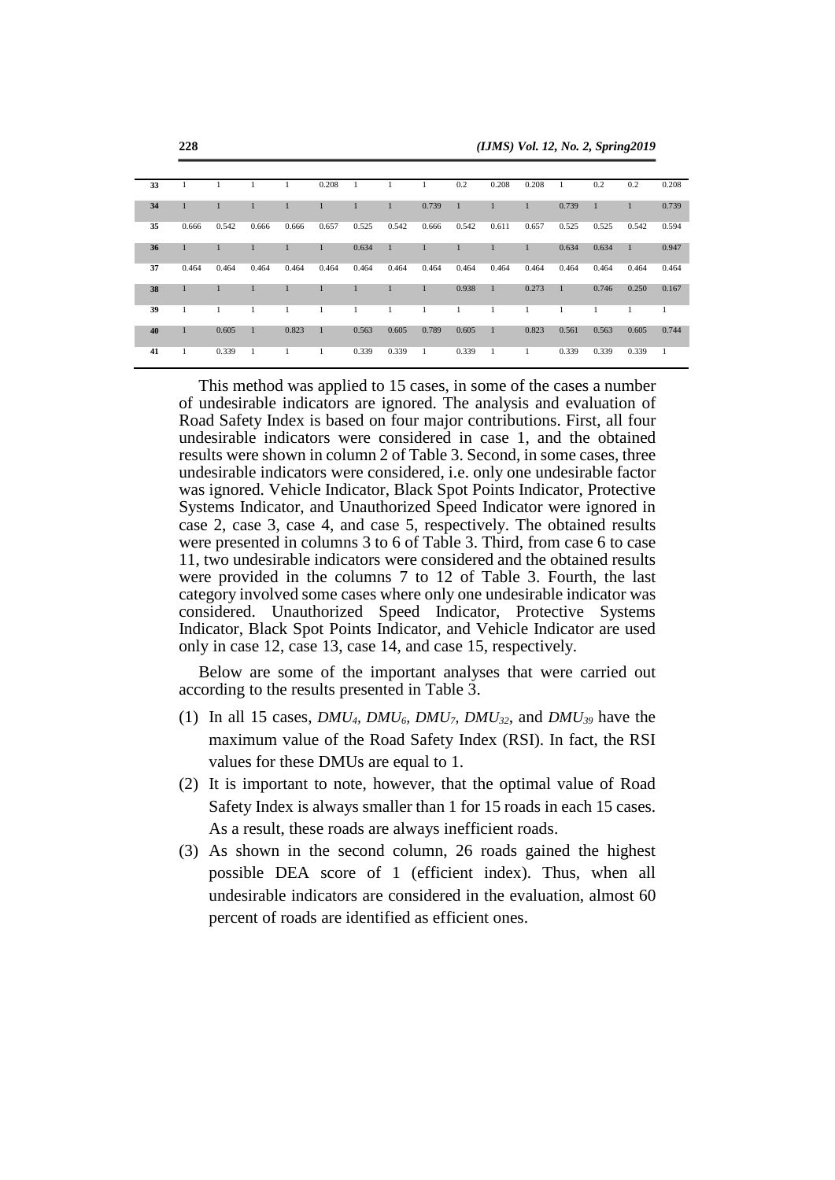| 33 | 1 | 1 | 1 | 1 | 0.208 | 1 | 1 | 1 | 0.2 | 0.208 | 0.208 | 1 | 0.2 | 0.2 | 0.208 |
|---|---|---|---|---|---|---|---|---|---|---|---|---|---|---|---|
| 34 | 1 | 1 | 1 | 1 | 1 | 1 | 1 | 0.739 | 1 | 1 | 1 | 0.739 | 1 | 1 | 0.739 |
| 35 | 0.666 | 0.542 | 0.666 | 0.666 | 0.657 | 0.525 | 0.542 | 0.666 | 0.542 | 0.611 | 0.657 | 0.525 | 0.525 | 0.542 | 0.594 |
| 36 | 1 | 1 | 1 | 1 | 1 | 0.634 | 1 | 1 | 1 | 1 | 1 | 0.634 | 0.634 | 1 | 0.947 |
| 37 | 0.464 | 0.464 | 0.464 | 0.464 | 0.464 | 0.464 | 0.464 | 0.464 | 0.464 | 0.464 | 0.464 | 0.464 | 0.464 | 0.464 | 0.464 |
| 38 | 1 | 1 | 1 | 1 | 1 | 1 | 1 | 1 | 0.938 | 1 | 0.273 | 1 | 0.746 | 0.250 | 0.167 |
| 39 | 1 | 1 | 1 | 1 | 1 | 1 | 1 | 1 | 1 | 1 | 1 | 1 | 1 | 1 | 1 |
| 40 | 1 | 0.605 | 1 | 0.823 | 1 | 0.563 | 0.605 | 0.789 | 0.605 | 1 | 0.823 | 0.561 | 0.563 | 0.605 | 0.744 |
| 41 | 1 | 0.339 | 1 | 1 | 1 | 0.339 | 0.339 | 1 | 0.339 | 1 | 1 | 0.339 | 0.339 | 0.339 | 1 |

This method was applied to 15 cases, in some of the cases a number of undesirable indicators are ignored. The analysis and evaluation of Road Safety Index is based on four major contributions. First, all four undesirable indicators were considered in case 1, and the obtained results were shown in column 2 of Table 3. Second, in some cases, three undesirable indicators were considered, i.e. only one undesirable factor was ignored. Vehicle Indicator, Black Spot Points Indicator, Protective Systems Indicator, and Unauthorized Speed Indicator were ignored in case 2, case 3, case 4, and case 5, respectively. The obtained results were presented in columns 3 to 6 of Table 3. Third, from case 6 to case 11, two undesirable indicators were considered and the obtained results were provided in the columns 7 to 12 of Table 3. Fourth, the last category involved some cases where only one undesirable indicator was considered. Unauthorized Speed Indicator, Protective Systems Indicator, Black Spot Points Indicator, and Vehicle Indicator are used only in case 12, case 13, case 14, and case 15, respectively.

Below are some of the important analyses that were carried out according to the results presented in Table 3.

(1) In all 15 cases, $DMU_4$, $DMU_6$, $DMU_7$, $DMU_{32}$, and $DMU_{39}$ have the maximum value of the Road Safety Index (RSI). In fact, the RSI values for these DMUs are equal to 1.

(2) It is important to note, however, that the optimal value of Road Safety Index is always smaller than 1 for 15 roads in each 15 cases. As a result, these roads are always inefficient roads.

(3) As shown in the second column, 26 roads gained the highest possible DEA score of 1 (efficient index). Thus, when all undesirable indicators are considered in the evaluation, almost 60 percent of roads are identified as efficient ones.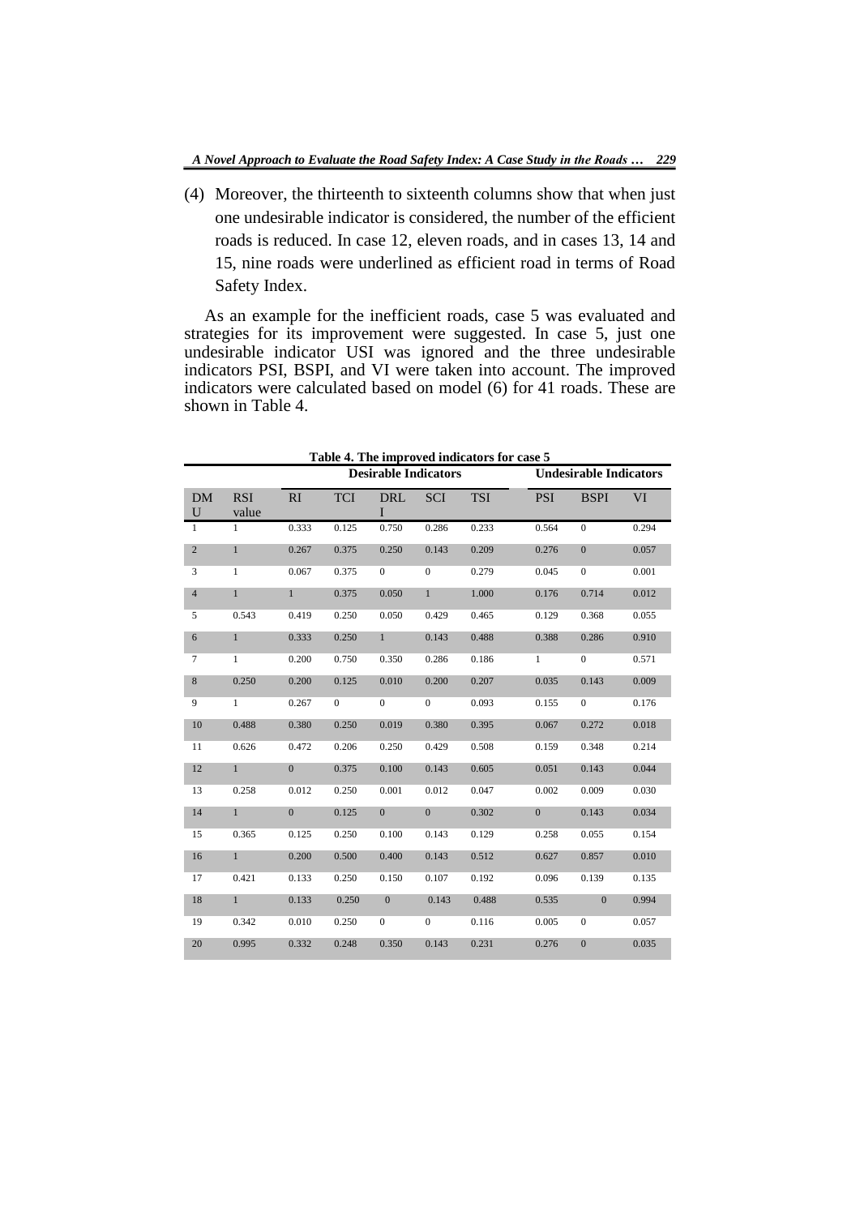(4) Moreover, the thirteenth to sixteenth columns show that when just one undesirable indicator is considered, the number of the efficient roads is reduced. In case 12, eleven roads, and in cases 13, 14 and 15, nine roads were underlined as efficient road in terms of Road Safety Index.

As an example for the inefficient roads, case 5 was evaluated and strategies for its improvement were suggested. In case 5, just one undesirable indicator USI was ignored and the three undesirable indicators PSI, BSPI, and VI were taken into account. The improved indicators were calculated based on model (6) for 41 roads. These are shown in Table 4.

**Table 4. The improved indicators for case 5**

| | | Desirable Indicators | | | | | Undesirable Indicators | | |
|---|---|---|---|---|---|---|---|---|---|
| DMU | RSI value | RI | TCI | DRLI | SCI | TSI | PSI | BSPI | VI |
| 1 | 1 | 0.333 | 0.125 | 0.750 | 0.286 | 0.233 | 0.564 | 0 | 0.294 |
| 2 | 1 | 0.267 | 0.375 | 0.250 | 0.143 | 0.209 | 0.276 | 0 | 0.057 |
| 3 | 1 | 0.067 | 0.375 | 0 | 0 | 0.279 | 0.045 | 0 | 0.001 |
| 4 | 1 | 1 | 0.375 | 0.050 | 1 | 1.000 | 0.176 | 0.714 | 0.012 |
| 5 | 0.543 | 0.419 | 0.250 | 0.050 | 0.429 | 0.465 | 0.129 | 0.368 | 0.055 |
| 6 | 1 | 0.333 | 0.250 | 1 | 0.143 | 0.488 | 0.388 | 0.286 | 0.910 |
| 7 | 1 | 0.200 | 0.750 | 0.350 | 0.286 | 0.186 | 1 | 0 | 0.571 |
| 8 | 0.250 | 0.200 | 0.125 | 0.010 | 0.200 | 0.207 | 0.035 | 0.143 | 0.009 |
| 9 | 1 | 0.267 | 0 | 0 | 0 | 0.093 | 0.155 | 0 | 0.176 |
| 10 | 0.488 | 0.380 | 0.250 | 0.019 | 0.380 | 0.395 | 0.067 | 0.272 | 0.018 |
| 11 | 0.626 | 0.472 | 0.206 | 0.250 | 0.429 | 0.508 | 0.159 | 0.348 | 0.214 |
| 12 | 1 | 0 | 0.375 | 0.100 | 0.143 | 0.605 | 0.051 | 0.143 | 0.044 |
| 13 | 0.258 | 0.012 | 0.250 | 0.001 | 0.012 | 0.047 | 0.002 | 0.009 | 0.030 |
| 14 | 1 | 0 | 0.125 | 0 | 0 | 0.302 | 0 | 0.143 | 0.034 |
| 15 | 0.365 | 0.125 | 0.250 | 0.100 | 0.143 | 0.129 | 0.258 | 0.055 | 0.154 |
| 16 | 1 | 0.200 | 0.500 | 0.400 | 0.143 | 0.512 | 0.627 | 0.857 | 0.010 |
| 17 | 0.421 | 0.133 | 0.250 | 0.150 | 0.107 | 0.192 | 0.096 | 0.139 | 0.135 |
| 18 | 1 | 0.133 | 0.250 | 0 | 0.143 | 0.488 | 0.535 | 0 | 0.994 |
| 19 | 0.342 | 0.010 | 0.250 | 0 | 0 | 0.116 | 0.005 | 0 | 0.057 |
| 20 | 0.995 | 0.332 | 0.248 | 0.350 | 0.143 | 0.231 | 0.276 | 0 | 0.035 |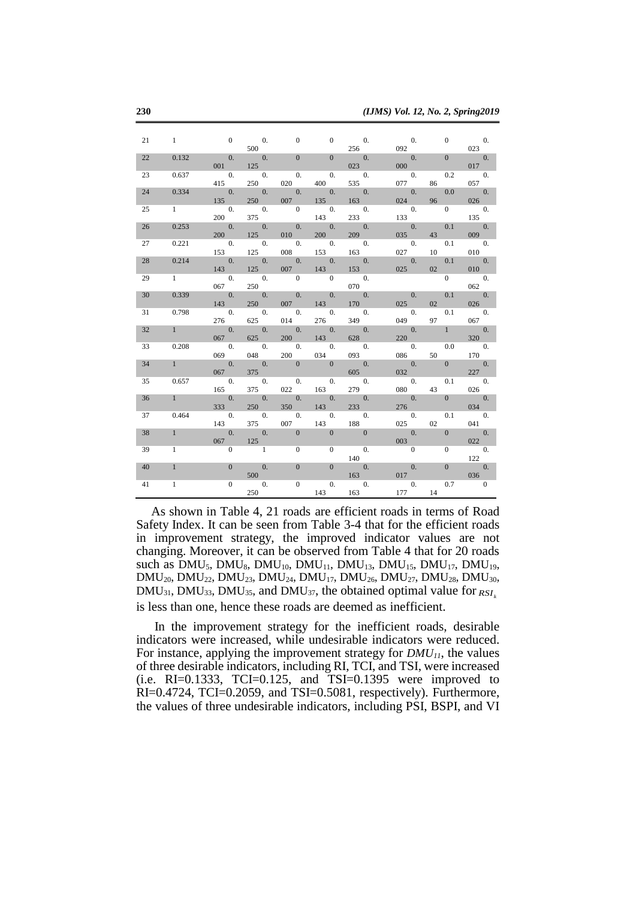| | | | | | | | | | |
|---|---|---|---|---|---|---|---|---|---|
| 21 | 1 | 0 | 0.500 | 0 | 0 | 0.256 | 0.092 | 0 | 0.023 |
| 22 | 0.132 | 0.001 | 0.125 | 0 | 0 | 0.023 | 0.000 | 0 | 0.017 |
| 23 | 0.637 | 0.415 | 0.250 | 0.020 | 0.400 | 0.535 | 0.077 | 0.286 | 0.057 |
| 24 | 0.334 | 0.135 | 0.250 | 0.007 | 0.135 | 0.163 | 0.024 | 0.096 | 0.026 |
| 25 | 1 | 0.200 | 0.375 | 0 | 0.143 | 0.233 | 0.133 | 0 | 0.135 |
| 26 | 0.253 | 0.200 | 0.125 | 0.010 | 0.200 | 0.209 | 0.035 | 0.143 | 0.009 |
| 27 | 0.221 | 0.153 | 0.125 | 0.008 | 0.153 | 0.163 | 0.027 | 0.110 | 0.010 |
| 28 | 0.214 | 0.143 | 0.125 | 0.007 | 0.143 | 0.153 | 0.025 | 0.102 | 0.010 |
| 29 | 1 | 0.067 | 0.250 | 0 | 0 | 0.070 | | 0 | 0.062 |
| 30 | 0.339 | 0.143 | 0.250 | 0.007 | 0.143 | 0.170 | 0.025 | 0.102 | 0.026 |
| 31 | 0.798 | 0.276 | 0.625 | 0.014 | 0.276 | 0.349 | 0.049 | 0.197 | 0.067 |
| 32 | 1 | 0.067 | 0.625 | 0.200 | 0.143 | 0.628 | 0.220 | 1 | 0.320 |
| 33 | 0.208 | 0.069 | 0.048 | 0.200 | 0.034 | 0.093 | 0.086 | 0.050 | 0.170 |
| 34 | 1 | 0.067 | 0.375 | 0 | 0 | 0.605 | 0.032 | 0 | 0.227 |
| 35 | 0.657 | 0.165 | 0.375 | 0.022 | 0.163 | 0.279 | 0.080 | 0.143 | 0.026 |
| 36 | 1 | 0.333 | 0.250 | 0.350 | 0.143 | 0.233 | 0.276 | 0 | 0.034 |
| 37 | 0.464 | 0.143 | 0.375 | 0.007 | 0.143 | 0.188 | 0.025 | 0.102 | 0.041 |
| 38 | 1 | 0.067 | 0.125 | 0 | 0 | 0 | 0.003 | 0 | 0.022 |
| 39 | 1 | 0 | 1 | 0 | 0 | 0.140 | 0 | 0 | 0.122 |
| 40 | 1 | 0 | 0.500 | 0 | 0 | 0.163 | 0.017 | 0 | 0.036 |
| 41 | 1 | 0 | 0.250 | 0 | 0.143 | 0.163 | 0.177 | 0.714 | 0 |

As shown in Table 4, 21 roads are efficient roads in terms of Road Safety Index. It can be seen from Table 3-4 that for the efficient roads in improvement strategy, the improved indicator values are not changing. Moreover, it can be observed from Table 4 that for 20 roads such as $DMU_5$, $DMU_8$, $DMU_{10}$, $DMU_{11}$, $DMU_{13}$, $DMU_{15}$, $DMU_{17}$, $DMU_{19}$, $DMU_{20}$, $DMU_{22}$, $DMU_{23}$, $DMU_{24}$, $DMU_{17}$, $DMU_{26}$, $DMU_{27}$, $DMU_{28}$, $DMU_{30}$, $DMU_{31}$, $DMU_{33}$, $DMU_{35}$, and $DMU_{37}$, the obtained optimal value for $RSI_k$ is less than one, hence these roads are deemed as inefficient.

In the improvement strategy for the inefficient roads, desirable indicators were increased, while undesirable indicators were reduced. For instance, applying the improvement strategy for $DMU_{11}$, the values of three desirable indicators, including RI, TCI, and TSI, were increased (i.e. RI=0.1333, TCI=0.125, and TSI=0.1395 were improved to RI=0.4724, TCI=0.2059, and TSI=0.5081, respectively). Furthermore, the values of three undesirable indicators, including PSI, BSPI, and VI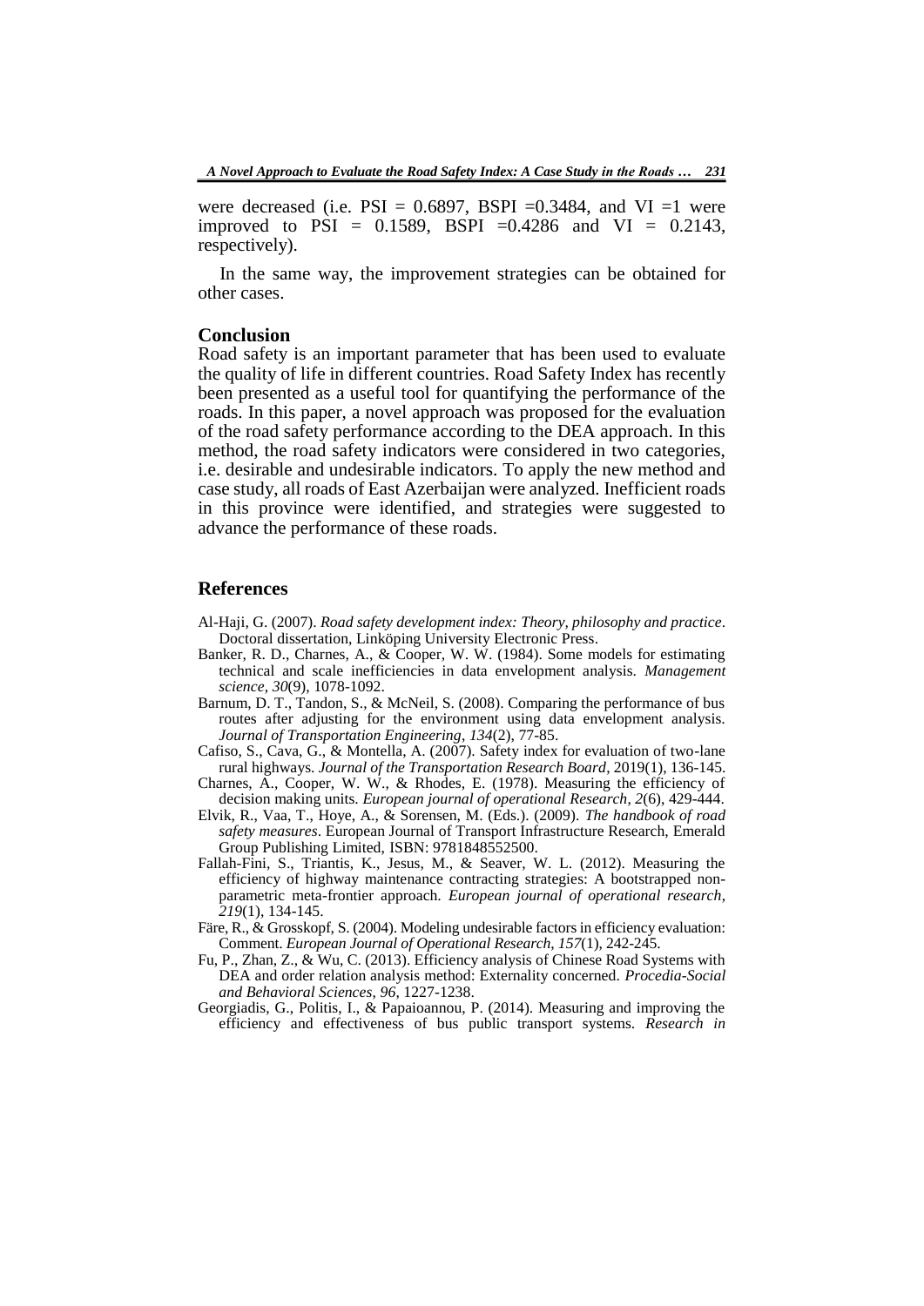were decreased (i.e. PSI = 0.6897, BSPI =0.3484, and VI =1 were improved to PSI = 0.1589, BSPI =0.4286 and VI = 0.2143, respectively).

In the same way, the improvement strategies can be obtained for other cases.

## Conclusion

Road safety is an important parameter that has been used to evaluate the quality of life in different countries. Road Safety Index has recently been presented as a useful tool for quantifying the performance of the roads. In this paper, a novel approach was proposed for the evaluation of the road safety performance according to the DEA approach. In this method, the road safety indicators were considered in two categories, i.e. desirable and undesirable indicators. To apply the new method and case study, all roads of East Azerbaijan were analyzed. Inefficient roads in this province were identified, and strategies were suggested to advance the performance of these roads.

## References

Al-Haji, G. (2007). *Road safety development index: Theory, philosophy and practice*. Doctoral dissertation, Linköping University Electronic Press.

Banker, R. D., Charnes, A., & Cooper, W. W. (1984). Some models for estimating technical and scale inefficiencies in data envelopment analysis. *Management science*, *30*(9), 1078-1092.

Barnum, D. T., Tandon, S., & McNeil, S. (2008). Comparing the performance of bus routes after adjusting for the environment using data envelopment analysis. *Journal of Transportation Engineering*, *134*(2), 77-85.

Cafiso, S., Cava, G., & Montella, A. (2007). Safety index for evaluation of two-lane rural highways. *Journal of the Transportation Research Board*, 2019(1), 136-145.

Charnes, A., Cooper, W. W., & Rhodes, E. (1978). Measuring the efficiency of decision making units. *European journal of operational Research*, *2*(6), 429-444.

Elvik, R., Vaa, T., Hoye, A., & Sorensen, M. (Eds.). (2009). *The handbook of road safety measures*. European Journal of Transport Infrastructure Research, Emerald Group Publishing Limited, ISBN: 9781848552500.

Fallah-Fini, S., Triantis, K., Jesus, M., & Seaver, W. L. (2012). Measuring the efficiency of highway maintenance contracting strategies: A bootstrapped non-parametric meta-frontier approach. *European journal of operational research*, *219*(1), 134-145.

Färe, R., & Grosskopf, S. (2004). Modeling undesirable factors in efficiency evaluation: Comment. *European Journal of Operational Research*, *157*(1), 242-245.

Fu, P., Zhan, Z., & Wu, C. (2013). Efficiency analysis of Chinese Road Systems with DEA and order relation analysis method: Externality concerned. *Procedia-Social and Behavioral Sciences*, *96*, 1227-1238.

Georgiadis, G., Politis, I., & Papaioannou, P. (2014). Measuring and improving the efficiency and effectiveness of bus public transport systems. *Research in*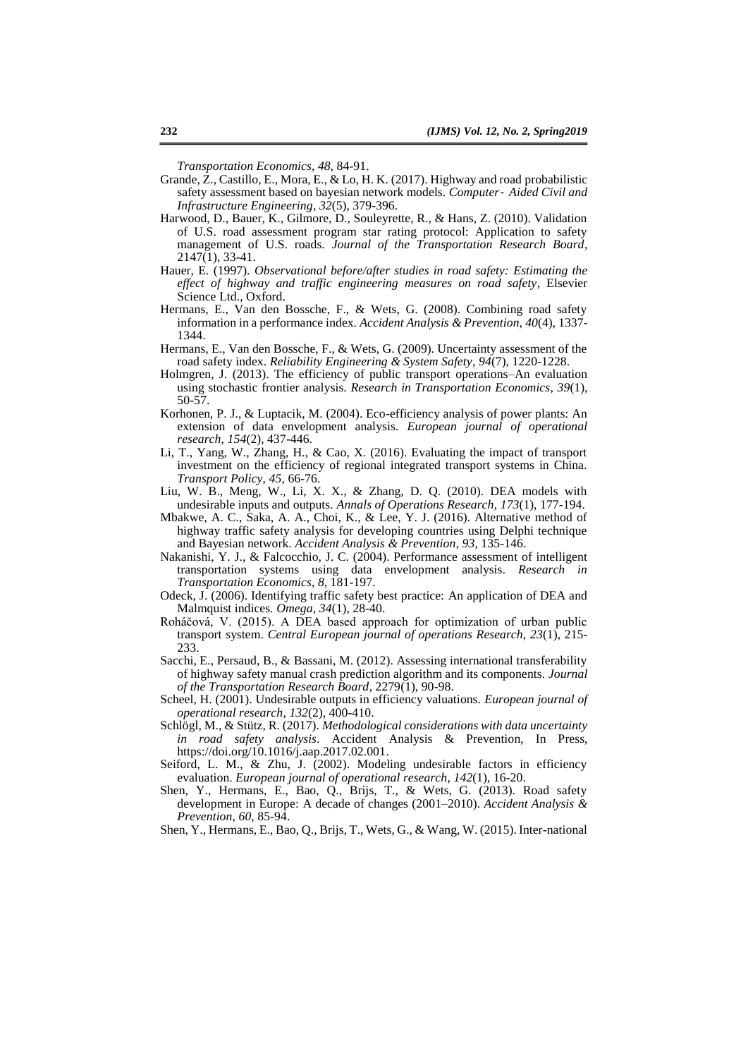*Transportation Economics*, *48*, 84-91.

Grande, Z., Castillo, E., Mora, E., & Lo, H. K. (2017). Highway and road probabilistic safety assessment based on bayesian network models. *Computer‐ Aided Civil and Infrastructure Engineering*, *32*(5), 379-396.

Harwood, D., Bauer, K., Gilmore, D., Souleyrette, R., & Hans, Z. (2010). Validation of U.S. road assessment program star rating protocol: Application to safety management of U.S. roads. *Journal of the Transportation Research Board*, 2147(1), 33-41.

Hauer, E. (1997). *Observational before/after studies in road safety: Estimating the effect of highway and traffic engineering measures on road safety*, Elsevier Science Ltd., Oxford.

Hermans, E., Van den Bossche, F., & Wets, G. (2008). Combining road safety information in a performance index. *Accident Analysis & Prevention*, *40*(4), 1337-1344.

Hermans, E., Van den Bossche, F., & Wets, G. (2009). Uncertainty assessment of the road safety index. *Reliability Engineering & System Safety*, *94*(7), 1220-1228.

Holmgren, J. (2013). The efficiency of public transport operations–An evaluation using stochastic frontier analysis. *Research in Transportation Economics*, *39*(1), 50-57.

Korhonen, P. J., & Luptacik, M. (2004). Eco-efficiency analysis of power plants: An extension of data envelopment analysis. *European journal of operational research*, *154*(2), 437-446.

Li, T., Yang, W., Zhang, H., & Cao, X. (2016). Evaluating the impact of transport investment on the efficiency of regional integrated transport systems in China. *Transport Policy*, *45*, 66-76.

Liu, W. B., Meng, W., Li, X. X., & Zhang, D. Q. (2010). DEA models with undesirable inputs and outputs. *Annals of Operations Research*, *173*(1), 177-194.

Mbakwe, A. C., Saka, A. A., Choi, K., & Lee, Y. J. (2016). Alternative method of highway traffic safety analysis for developing countries using Delphi technique and Bayesian network. *Accident Analysis & Prevention*, *93*, 135-146.

Nakanishi, Y. J., & Falcocchio, J. C. (2004). Performance assessment of intelligent transportation systems using data envelopment analysis. *Research in Transportation Economics*, *8*, 181-197.

Odeck, J. (2006). Identifying traffic safety best practice: An application of DEA and Malmquist indices. *Omega*, *34*(1), 28-40.

Roháčová, V. (2015). A DEA based approach for optimization of urban public transport system. *Central European journal of operations Research*, *23*(1), 215-233.

Sacchi, E., Persaud, B., & Bassani, M. (2012). Assessing international transferability of highway safety manual crash prediction algorithm and its components. *Journal of the Transportation Research Board*, 2279(1), 90-98.

Scheel, H. (2001). Undesirable outputs in efficiency valuations. *European journal of operational research*, *132*(2), 400-410.

Schlögl, M., & Stütz, R. (2017). *Methodological considerations with data uncertainty in road safety analysis*. Accident Analysis & Prevention, In Press, https://doi.org/10.1016/j.aap.2017.02.001.

Seiford, L. M., & Zhu, J. (2002). Modeling undesirable factors in efficiency evaluation. *European journal of operational research*, *142*(1), 16-20.

Shen, Y., Hermans, E., Bao, Q., Brijs, T., & Wets, G. (2013). Road safety development in Europe: A decade of changes (2001–2010). *Accident Analysis & Prevention*, *60*, 85-94.

Shen, Y., Hermans, E., Bao, Q., Brijs, T., Wets, G., & Wang, W. (2015). Inter-national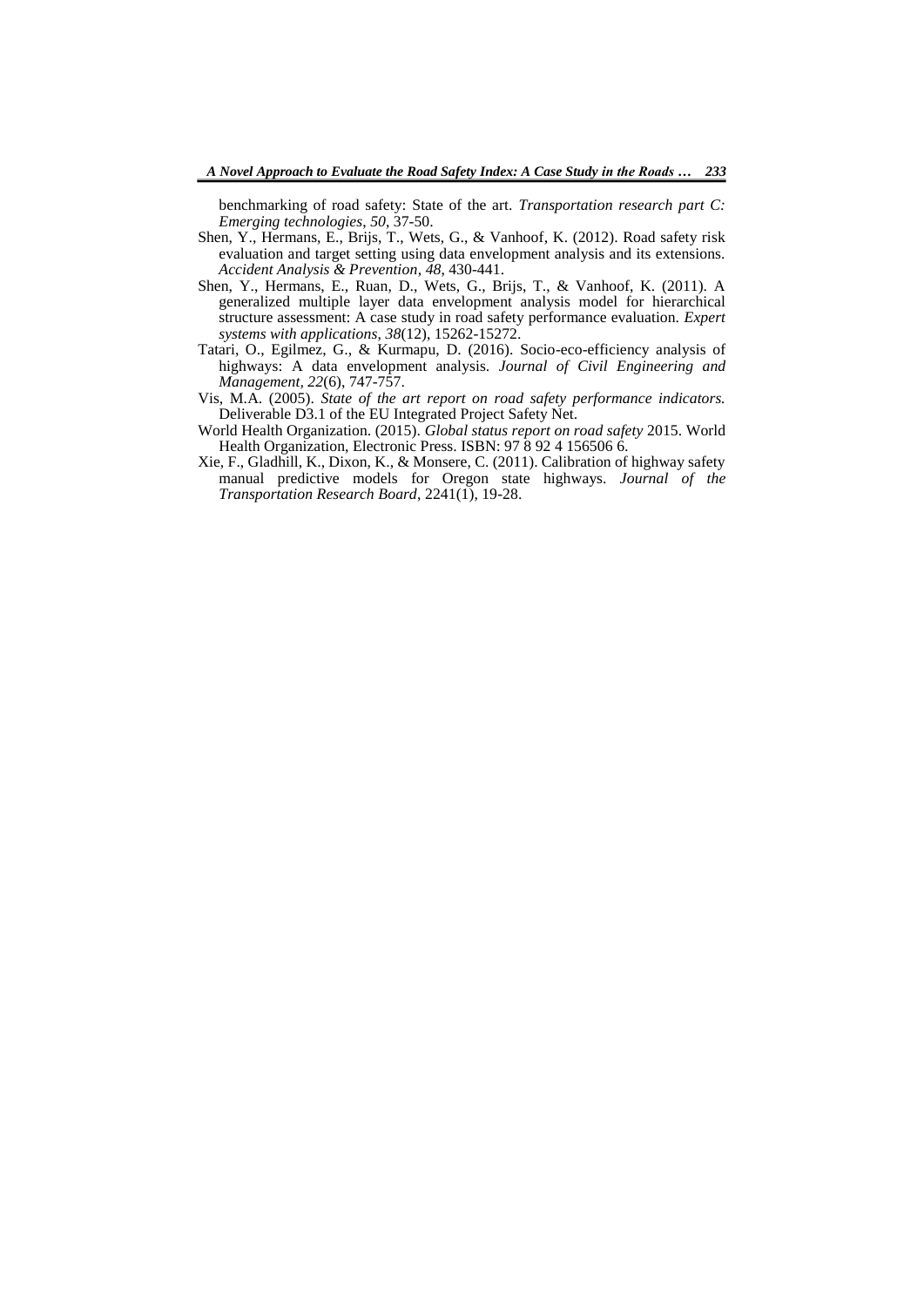benchmarking of road safety: State of the art. *Transportation research part C: Emerging technologies*, *50*, 37-50.

Shen, Y., Hermans, E., Brijs, T., Wets, G., & Vanhoof, K. (2012). Road safety risk evaluation and target setting using data envelopment analysis and its extensions. *Accident Analysis & Prevention*, *48*, 430-441.

Shen, Y., Hermans, E., Ruan, D., Wets, G., Brijs, T., & Vanhoof, K. (2011). A generalized multiple layer data envelopment analysis model for hierarchical structure assessment: A case study in road safety performance evaluation. *Expert systems with applications*, *38*(12), 15262-15272.

Tatari, O., Egilmez, G., & Kurmapu, D. (2016). Socio-eco-efficiency analysis of highways: A data envelopment analysis. *Journal of Civil Engineering and Management*, *22*(6), 747-757.

Vis, M.A. (2005). *State of the art report on road safety performance indicators.* Deliverable D3.1 of the EU Integrated Project Safety Net.

World Health Organization. (2015). *Global status report on road safety* 2015. World Health Organization, Electronic Press. ISBN: 97 8 92 4 156506 6.

Xie, F., Gladhill, K., Dixon, K., & Monsere, C. (2011). Calibration of highway safety manual predictive models for Oregon state highways. *Journal of the Transportation Research Board*, 2241(1), 19-28.